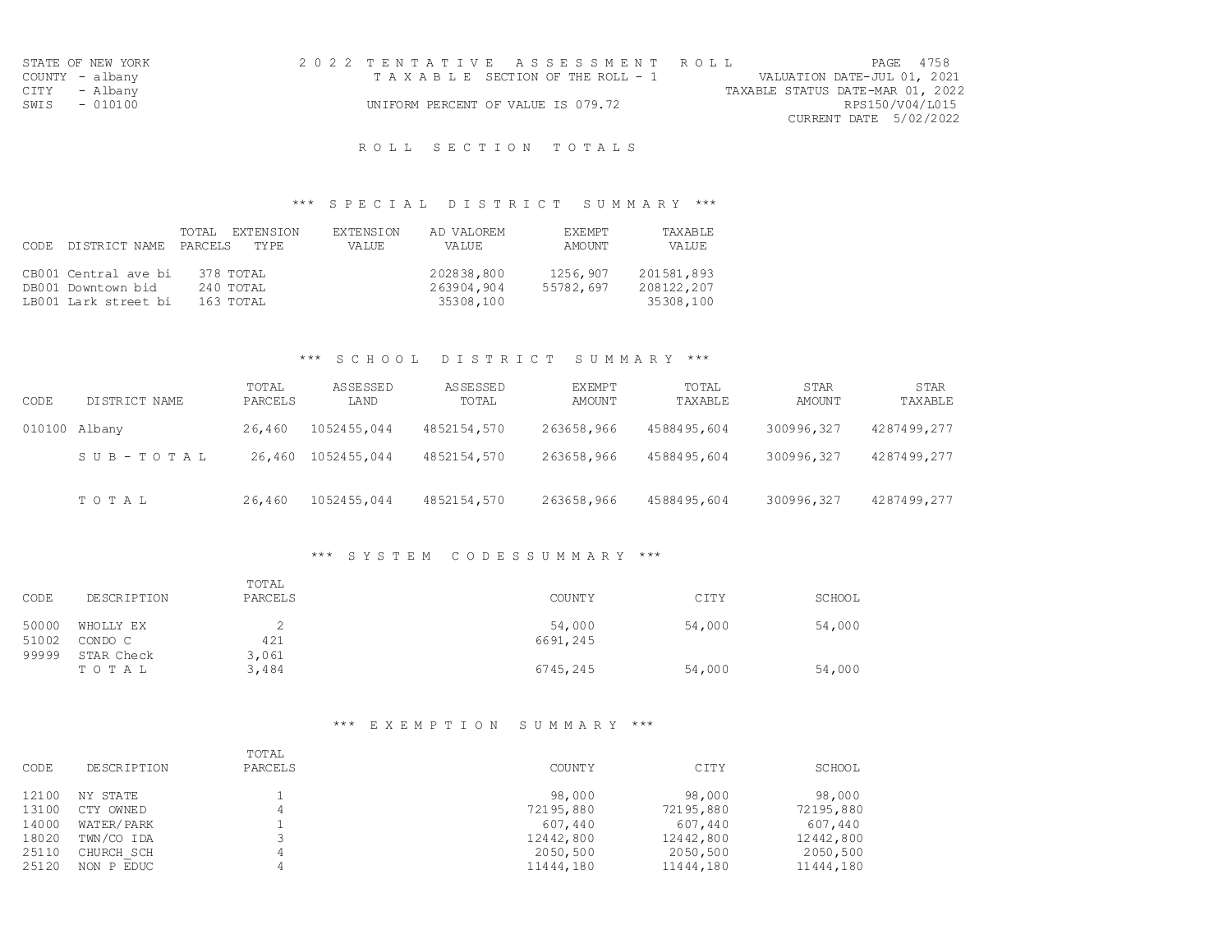STATE OF NEW YORK
COUNTY - albany
CITY - Albany
SWIS - 010100

# 2022 TENTATIVE ASSESSMENT ROLL

TAXABLE SECTION OF THE ROLL - 1

UNIFORM PERCENT OF VALUE IS 079.72

PAGE 4758
VALUATION DATE-JUL 01, 2021
TAXABLE STATUS DATE-MAR 01, 2022
RPS150/V04/L015
CURRENT DATE 5/02/2022

## ROLL SECTION TOTALS

### *** SPECIAL DISTRICT SUMMARY ***

| CODE | DISTRICT NAME | TOTAL PARCELS | EXTENSION TYPE | EXTENSION VALUE | AD VALOREM VALUE | EXEMPT AMOUNT | TAXABLE VALUE |
|---|---|---|---|---|---|---|---|
| CB001 | Central ave bi | 378 | TOTAL | | 202838,800 | 1256,907 | 201581,893 |
| DB001 | Downtown bid | 240 | TOTAL | | 263904,904 | 55782,697 | 208122,207 |
| LB001 | Lark street bi | 163 | TOTAL | | 35308,100 | | 35308,100 |

### *** SCHOOL DISTRICT SUMMARY ***

| CODE | DISTRICT NAME | TOTAL PARCELS | ASSESSED LAND | ASSESSED TOTAL | EXEMPT AMOUNT | TOTAL TAXABLE | STAR AMOUNT | STAR TAXABLE |
|---|---|---|---|---|---|---|---|---|
| 010100 | Albany | 26,460 | 1052455,044 | 4852154,570 | 263658,966 | 4588495,604 | 300996,327 | 4287499,277 |
| | SUB-TOTAL | 26,460 | 1052455,044 | 4852154,570 | 263658,966 | 4588495,604 | 300996,327 | 4287499,277 |
| | TOTAL | 26,460 | 1052455,044 | 4852154,570 | 263658,966 | 4588495,604 | 300996,327 | 4287499,277 |

### *** SYSTEM CODES SUMMARY ***

| CODE | DESCRIPTION | TOTAL PARCELS | COUNTY | CITY | SCHOOL |
|---|---|---|---|---|---|
| 50000 | WHOLLY EX | 2 | 54,000 | 54,000 | 54,000 |
| 51002 | CONDO C | 421 | 6691,245 | | |
| 99999 | STAR Check | 3,061 | | | |
| | TOTAL | 3,484 | 6745,245 | 54,000 | 54,000 |

### *** EXEMPTION SUMMARY ***

| CODE | DESCRIPTION | TOTAL PARCELS | COUNTY | CITY | SCHOOL |
|---|---|---|---|---|---|
| 12100 | NY STATE | 1 | 98,000 | 98,000 | 98,000 |
| 13100 | CTY OWNED | 4 | 72195,880 | 72195,880 | 72195,880 |
| 14000 | WATER/PARK | 1 | 607,440 | 607,440 | 607,440 |
| 18020 | TWN/CO IDA | 3 | 12442,800 | 12442,800 | 12442,800 |
| 25110 | CHURCH_SCH | 4 | 2050,500 | 2050,500 | 2050,500 |
| 25120 | NON P EDUC | 4 | 11444,180 | 11444,180 | 11444,180 |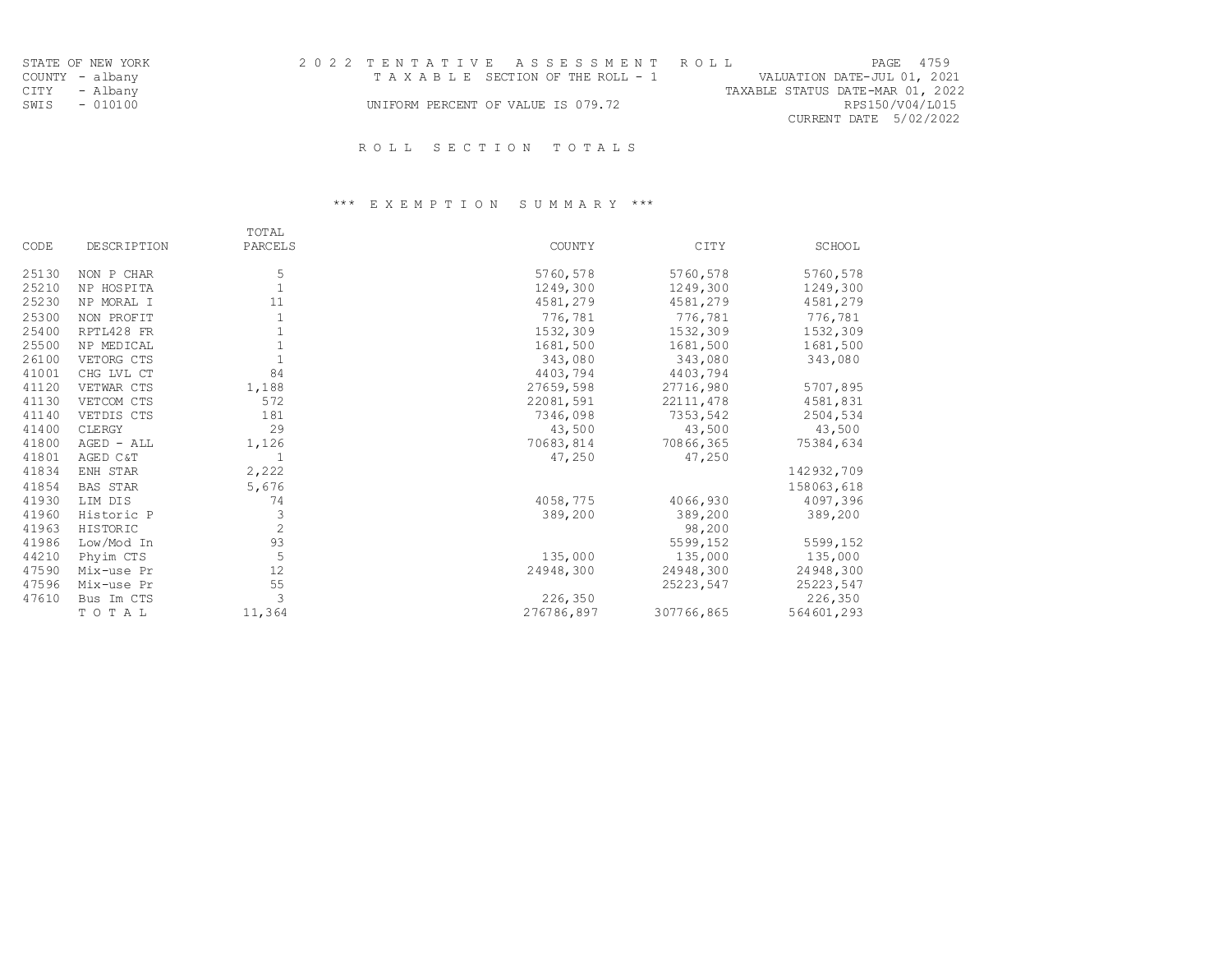STATE OF NEW YORK
COUNTY - albany
CITY - Albany
SWIS - 010100

2 0 2 2 T E N T A T I V E A S S E S S M E N T R O L L
T A X A B L E SECTION OF THE ROLL - 1
UNIFORM PERCENT OF VALUE IS 079.72

VALUATION DATE-JUL 01, 2021
TAXABLE STATUS DATE-MAR 01, 2022
RPS150/V04/L015
CURRENT DATE 5/02/2022

## R O L L S E C T I O N T O T A L S

### \*\*\* E X E M P T I O N S U M M A R Y \*\*\*

| CODE | DESCRIPTION | TOTAL PARCELS | COUNTY | CITY | SCHOOL |
|---|---|---|---|---|---|
| 25130 | NON P CHAR | 5 | 5760,578 | 5760,578 | 5760,578 |
| 25210 | NP HOSPITA | 1 | 1249,300 | 1249,300 | 1249,300 |
| 25230 | NP MORAL I | 11 | 4581,279 | 4581,279 | 4581,279 |
| 25300 | NON PROFIT | 1 | 776,781 | 776,781 | 776,781 |
| 25400 | RPTL428 FR | 1 | 1532,309 | 1532,309 | 1532,309 |
| 25500 | NP MEDICAL | 1 | 1681,500 | 1681,500 | 1681,500 |
| 26100 | VETORG CTS | 1 | 343,080 | 343,080 | 343,080 |
| 41001 | CHG LVL CT | 84 | 4403,794 | 4403,794 | |
| 41120 | VETWAR CTS | 1,188 | 27659,598 | 27716,980 | 5707,895 |
| 41130 | VETCOM CTS | 572 | 22081,591 | 22111,478 | 4581,831 |
| 41140 | VETDIS CTS | 181 | 7346,098 | 7353,542 | 2504,534 |
| 41400 | CLERGY | 29 | 43,500 | 43,500 | 43,500 |
| 41800 | AGED - ALL | 1,126 | 70683,814 | 70866,365 | 75384,634 |
| 41801 | AGED C&T | 1 | 47,250 | 47,250 | |
| 41834 | ENH STAR | 2,222 | | | 142932,709 |
| 41854 | BAS STAR | 5,676 | | | 158063,618 |
| 41930 | LIM DIS | 74 | 4058,775 | 4066,930 | 4097,396 |
| 41960 | Historic P | 3 | 389,200 | 389,200 | 389,200 |
| 41963 | HISTORIC | 2 | | 98,200 | |
| 41986 | Low/Mod In | 93 | | 5599,152 | 5599,152 |
| 44210 | Phyim CTS | 5 | 135,000 | 135,000 | 135,000 |
| 47590 | Mix-use Pr | 12 | 24948,300 | 24948,300 | 24948,300 |
| 47596 | Mix-use Pr | 55 | | 25223,547 | 25223,547 |
| 47610 | Bus Im CTS | 3 | 226,350 | | 226,350 |
| | T O T A L | 11,364 | 276786,897 | 307766,865 | 564601,293 |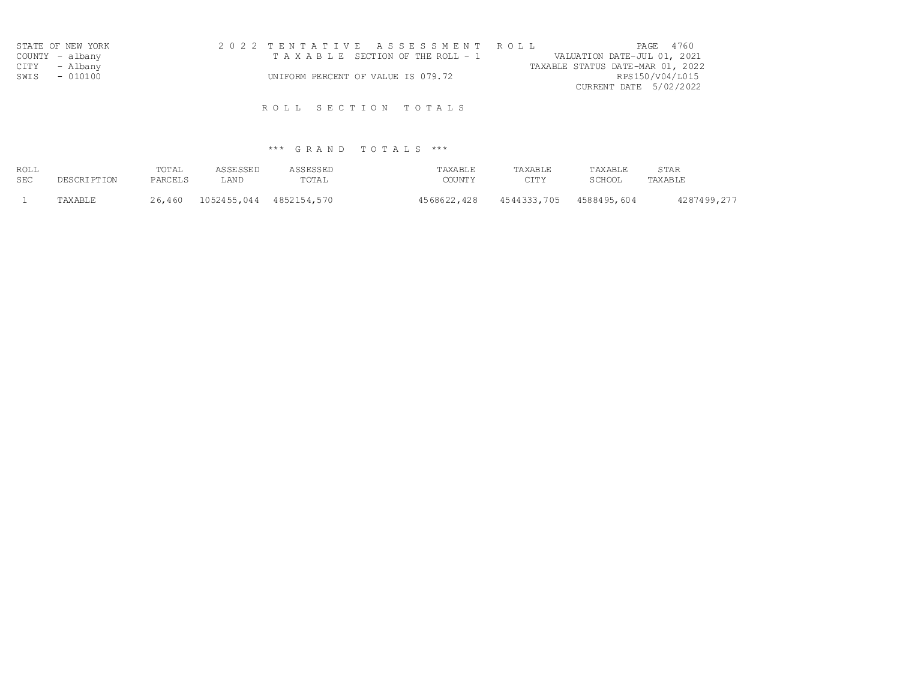STATE OF NEW YORK
COUNTY - albany
CITY - Albany
SWIS - 010100

2022 TENTATIVE ASSESSMENT ROLL
TAXABLE SECTION OF THE ROLL - 1
UNIFORM PERCENT OF VALUE IS 079.72

VALUATION DATE-JUL 01, 2021
TAXABLE STATUS DATE-MAR 01, 2022
RPS150/V04/L015
CURRENT DATE 5/02/2022

## ROLL SECTION TOTALS

### *** GRAND TOTALS ***

| ROLL SEC | DESCRIPTION | TOTAL PARCELS | ASSESSED LAND | ASSESSED TOTAL | TAXABLE COUNTY | TAXABLE CITY | TAXABLE SCHOOL | STAR TAXABLE |
|---|---|---|---|---|---|---|---|---|
| 1 | TAXABLE | 26,460 | 1052455,044 | 4852154,570 | 4568622,428 | 4544333,705 | 4588495,604 | 4287499,277 |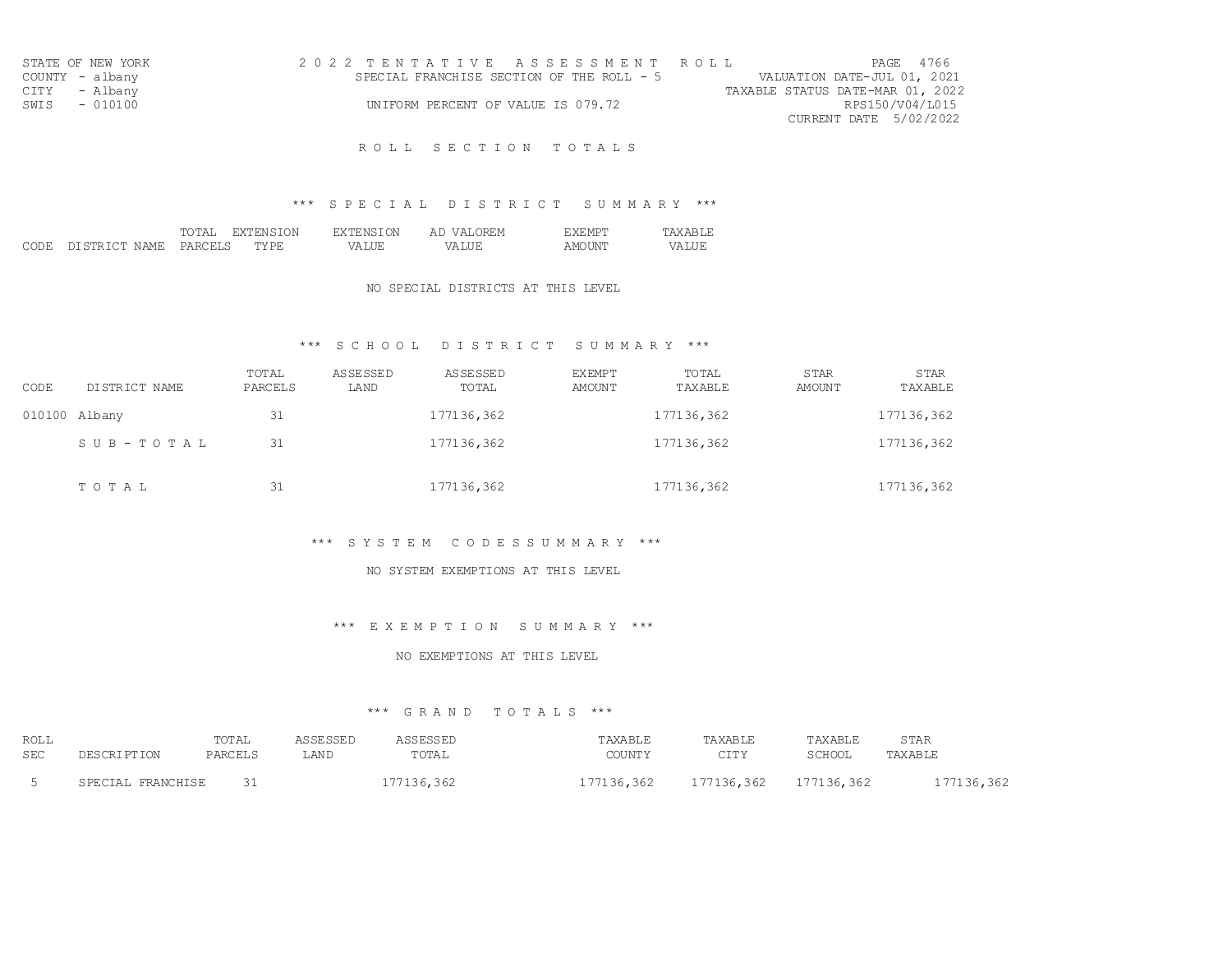STATE OF NEW YORK
COUNTY - albany
CITY - Albany
SWIS - 010100

2 0 2 2 T E N T A T I V E A S S E S S M E N T R O L L
SPECIAL FRANCHISE SECTION OF THE ROLL - 5
UNIFORM PERCENT OF VALUE IS 079.72

PAGE 4766
VALUATION DATE-JUL 01, 2021
TAXABLE STATUS DATE-MAR 01, 2022
RPS150/V04/L015
CURRENT DATE 5/02/2022

# R O L L S E C T I O N T O T A L S

## *** S P E C I A L D I S T R I C T S U M M A R Y ***

| CODE | DISTRICT NAME | TOTAL PARCELS | EXTENSION TYPE | EXTENSION VALUE | AD VALOREM VALUE | EXEMPT AMOUNT | TAXABLE VALUE |
|---|---|---|---|---|---|---|---|

NO SPECIAL DISTRICTS AT THIS LEVEL

## *** S C H O O L D I S T R I C T S U M M A R Y ***

| CODE | DISTRICT NAME | TOTAL PARCELS | ASSESSED LAND | ASSESSED TOTAL | EXEMPT AMOUNT | TOTAL TAXABLE | STAR AMOUNT | STAR TAXABLE |
|---|---|---|---|---|---|---|---|---|
| 010100 | Albany | 31 | | 177136,362 | | 177136,362 | | 177136,362 |
| | S U B - T O T A L | 31 | | 177136,362 | | 177136,362 | | 177136,362 |
| | T O T A L | 31 | | 177136,362 | | 177136,362 | | 177136,362 |

## *** S Y S T E M C O D E S S U M M A R Y ***

NO SYSTEM EXEMPTIONS AT THIS LEVEL

## *** E X E M P T I O N S U M M A R Y ***

NO EXEMPTIONS AT THIS LEVEL

## *** G R A N D T O T A L S ***

| ROLL SEC | DESCRIPTION | TOTAL PARCELS | ASSESSED LAND | ASSESSED TOTAL | TAXABLE COUNTY | TAXABLE CITY | TAXABLE SCHOOL | STAR TAXABLE |
|---|---|---|---|---|---|---|---|---|
| 5 | SPECIAL FRANCHISE | 31 | | 177136,362 | 177136,362 | 177136,362 | 177136,362 | 177136,362 |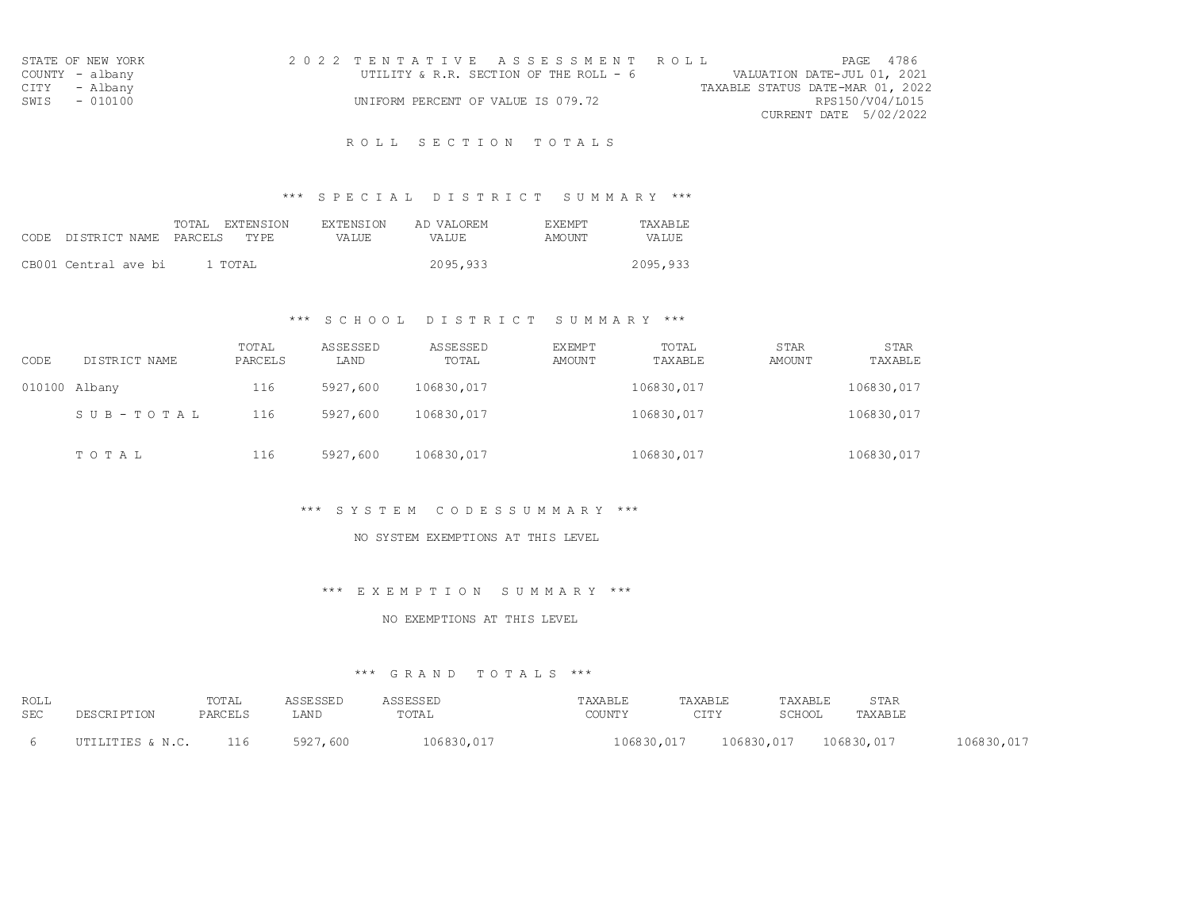STATE OF NEW YORK
COUNTY - albany
CITY - Albany
SWIS - 010100

2 0 2 2 T E N T A T I V E A S S E S S M E N T R O L L
UTILITY & R.R. SECTION OF THE ROLL - 6
UNIFORM PERCENT OF VALUE IS 079.72

VALUATION DATE-JUL 01, 2021
TAXABLE STATUS DATE-MAR 01, 2022
RPS150/V04/L015
CURRENT DATE 5/02/2022

## R O L L S E C T I O N T O T A L S

### *** S P E C I A L D I S T R I C T S U M M A R Y ***

| CODE | DISTRICT NAME | TOTAL PARCELS | EXTENSION TYPE | EXTENSION VALUE | AD VALOREM VALUE | EXEMPT AMOUNT | TAXABLE VALUE |
|---|---|---|---|---|---|---|---|
| CB001 | Central ave bi | 1 | TOTAL | | 2095,933 | | 2095,933 |

### *** S C H O O L D I S T R I C T S U M M A R Y ***

| CODE | DISTRICT NAME | TOTAL PARCELS | ASSESSED LAND | ASSESSED TOTAL | EXEMPT AMOUNT | TOTAL TAXABLE | STAR AMOUNT | STAR TAXABLE |
|---|---|---|---|---|---|---|---|---|
| 010100 | Albany | 116 | 5927,600 | 106830,017 | | 106830,017 | | 106830,017 |
| | S U B - T O T A L | 116 | 5927,600 | 106830,017 | | 106830,017 | | 106830,017 |
| | T O T A L | 116 | 5927,600 | 106830,017 | | 106830,017 | | 106830,017 |

### *** S Y S T E M C O D E S S U M M A R Y ***

NO SYSTEM EXEMPTIONS AT THIS LEVEL

### *** E X E M P T I O N S U M M A R Y ***

NO EXEMPTIONS AT THIS LEVEL

### *** G R A N D T O T A L S ***

| ROLL SEC | DESCRIPTION | TOTAL PARCELS | ASSESSED LAND | ASSESSED TOTAL | TAXABLE COUNTY | TAXABLE CITY | TAXABLE SCHOOL | STAR TAXABLE |
|---|---|---|---|---|---|---|---|---|
| 6 | UTILITIES & N.C. | 116 | 5927,600 | 106830,017 | 106830,017 | 106830,017 | 106830,017 | 106830,017 |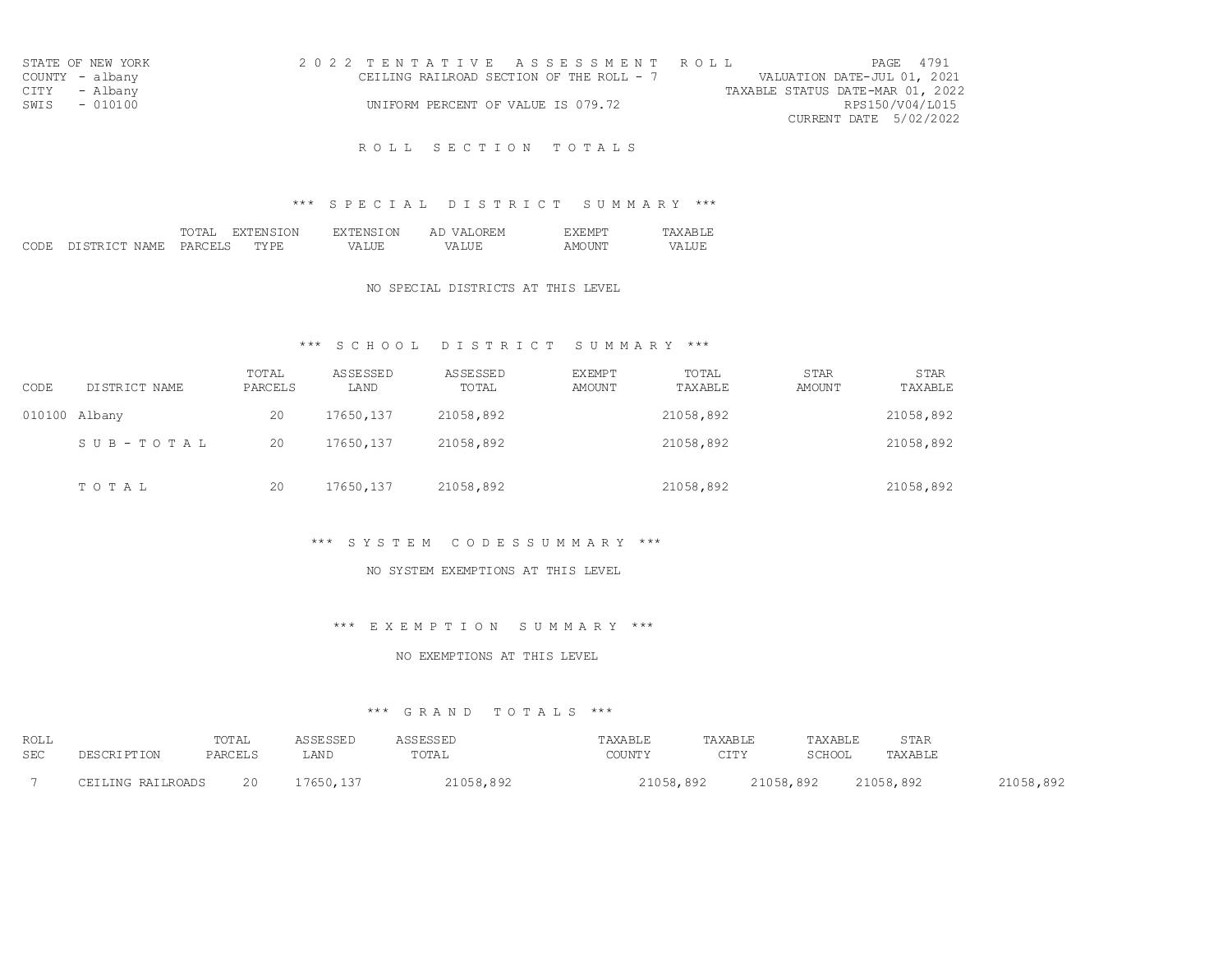STATE OF NEW YORK
COUNTY - albany
CITY - Albany
SWIS - 010100

2 0 2 2 T E N T A T I V E A S S E S S M E N T R O L L
CEILING RAILROAD SECTION OF THE ROLL - 7
UNIFORM PERCENT OF VALUE IS 079.72

PAGE 4791
VALUATION DATE-JUL 01, 2021
TAXABLE STATUS DATE-MAR 01, 2022
RPS150/V04/L015
CURRENT DATE 5/02/2022

## R O L L S E C T I O N T O T A L S

### *** S P E C I A L D I S T R I C T S U M M A R Y ***

| CODE | DISTRICT NAME | TOTAL PARCELS | EXTENSION TYPE | EXTENSION VALUE | AD VALOREM VALUE | EXEMPT AMOUNT | TAXABLE VALUE |
|---|---|---|---|---|---|---|---|

NO SPECIAL DISTRICTS AT THIS LEVEL

### *** S C H O O L D I S T R I C T S U M M A R Y ***

| CODE | DISTRICT NAME | TOTAL PARCELS | ASSESSED LAND | ASSESSED TOTAL | EXEMPT AMOUNT | TOTAL TAXABLE | STAR AMOUNT | STAR TAXABLE |
|---|---|---|---|---|---|---|---|---|
| 010100 | Albany | 20 | 17650,137 | 21058,892 | | 21058,892 | | 21058,892 |
| | S U B - T O T A L | 20 | 17650,137 | 21058,892 | | 21058,892 | | 21058,892 |
| | T O T A L | 20 | 17650,137 | 21058,892 | | 21058,892 | | 21058,892 |

### *** S Y S T E M C O D E S S U M M A R Y ***

NO SYSTEM EXEMPTIONS AT THIS LEVEL

### *** E X E M P T I O N S U M M A R Y ***

NO EXEMPTIONS AT THIS LEVEL

### *** G R A N D T O T A L S ***

| ROLL SEC | DESCRIPTION | TOTAL PARCELS | ASSESSED LAND | ASSESSED TOTAL | TAXABLE COUNTY | TAXABLE CITY | TAXABLE SCHOOL | STAR TAXABLE | |
|---|---|---|---|---|---|---|---|---|---|
| 7 | CEILING RAILROADS | 20 | 17650,137 | 21058,892 | 21058,892 | 21058,892 | 21058,892 | | 21058,892 |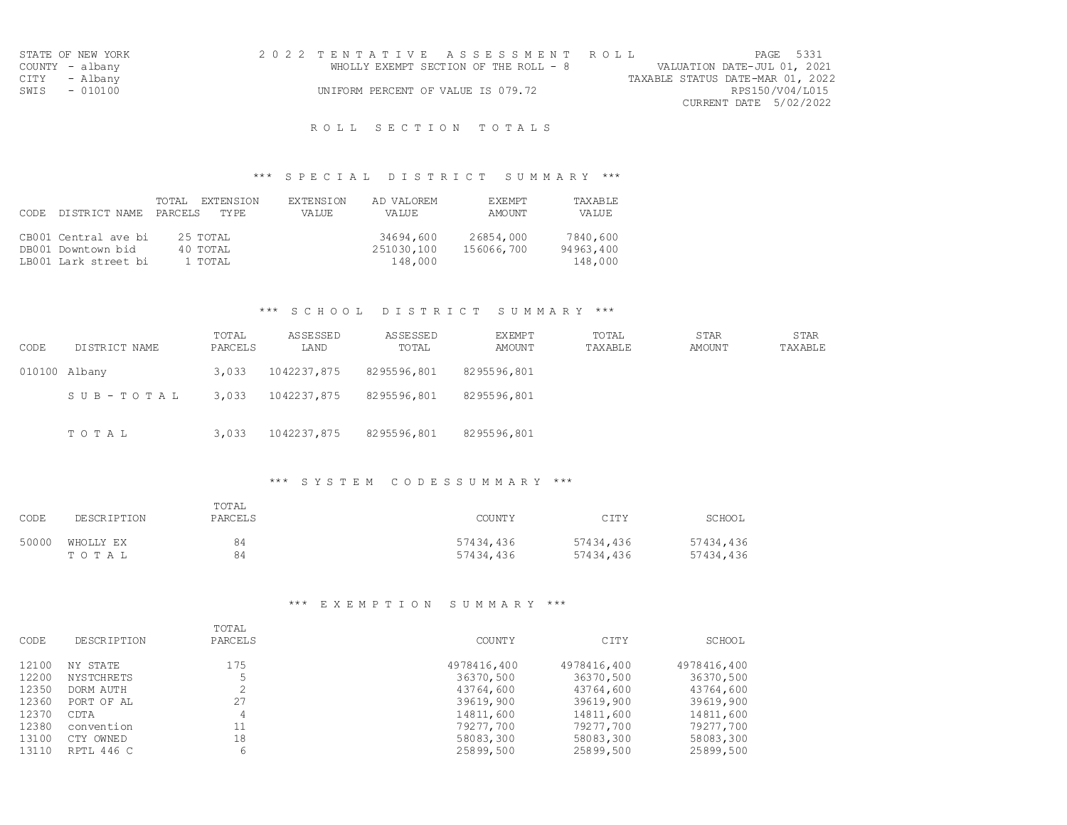STATE OF NEW YORK
COUNTY - albany
CITY - Albany
SWIS - 010100

2 0 2 2 T E N T A T I V E A S S E S S M E N T R O L L

WHOLLY EXEMPT SECTION OF THE ROLL - 8

UNIFORM PERCENT OF VALUE IS 079.72

VALUATION DATE-JUL 01, 2021
TAXABLE STATUS DATE-MAR 01, 2022
RPS150/V04/L015
CURRENT DATE 5/02/2022

## R O L L S E C T I O N T O T A L S

### *** S P E C I A L D I S T R I C T S U M M A R Y ***

| CODE | DISTRICT NAME | TOTAL PARCELS | EXTENSION TYPE | EXTENSION VALUE | AD VALOREM VALUE | EXEMPT AMOUNT | TAXABLE VALUE |
|---|---|---|---|---|---|---|---|
| CB001 | Central ave bi | 25 | TOTAL | | 34694,600 | 26854,000 | 7840,600 |
| DB001 | Downtown bid | 40 | TOTAL | | 251030,100 | 156066,700 | 94963,400 |
| LB001 | Lark street bi | 1 | TOTAL | | 148,000 | | 148,000 |

### *** S C H O O L D I S T R I C T S U M M A R Y ***

| CODE | DISTRICT NAME | TOTAL PARCELS | ASSESSED LAND | ASSESSED TOTAL | EXEMPT AMOUNT | TOTAL TAXABLE | STAR AMOUNT | STAR TAXABLE |
|---|---|---|---|---|---|---|---|---|
| 010100 | Albany | 3,033 | 1042237,875 | 8295596,801 | 8295596,801 | | | |
| | S U B - T O T A L | 3,033 | 1042237,875 | 8295596,801 | 8295596,801 | | | |
| | T O T A L | 3,033 | 1042237,875 | 8295596,801 | 8295596,801 | | | |

### *** S Y S T E M C O D E S S U M M A R Y ***

| CODE | DESCRIPTION | TOTAL PARCELS | COUNTY | CITY | SCHOOL |
|---|---|---|---|---|---|
| 50000 | WHOLLY EX | 84 | 57434,436 | 57434,436 | 57434,436 |
| | T O T A L | 84 | 57434,436 | 57434,436 | 57434,436 |

### *** E X E M P T I O N S U M M A R Y ***

| CODE | DESCRIPTION | TOTAL PARCELS | COUNTY | CITY | SCHOOL |
|---|---|---|---|---|---|
| 12100 | NY STATE | 175 | 4978416,400 | 4978416,400 | 4978416,400 |
| 12200 | NYSTCHRETS | 5 | 36370,500 | 36370,500 | 36370,500 |
| 12350 | DORM AUTH | 2 | 43764,600 | 43764,600 | 43764,600 |
| 12360 | PORT OF AL | 27 | 39619,900 | 39619,900 | 39619,900 |
| 12370 | CDTA | 4 | 14811,600 | 14811,600 | 14811,600 |
| 12380 | convention | 11 | 79277,700 | 79277,700 | 79277,700 |
| 13100 | CTY OWNED | 18 | 58083,300 | 58083,300 | 58083,300 |
| 13110 | RPTL 446 C | 6 | 25899,500 | 25899,500 | 25899,500 |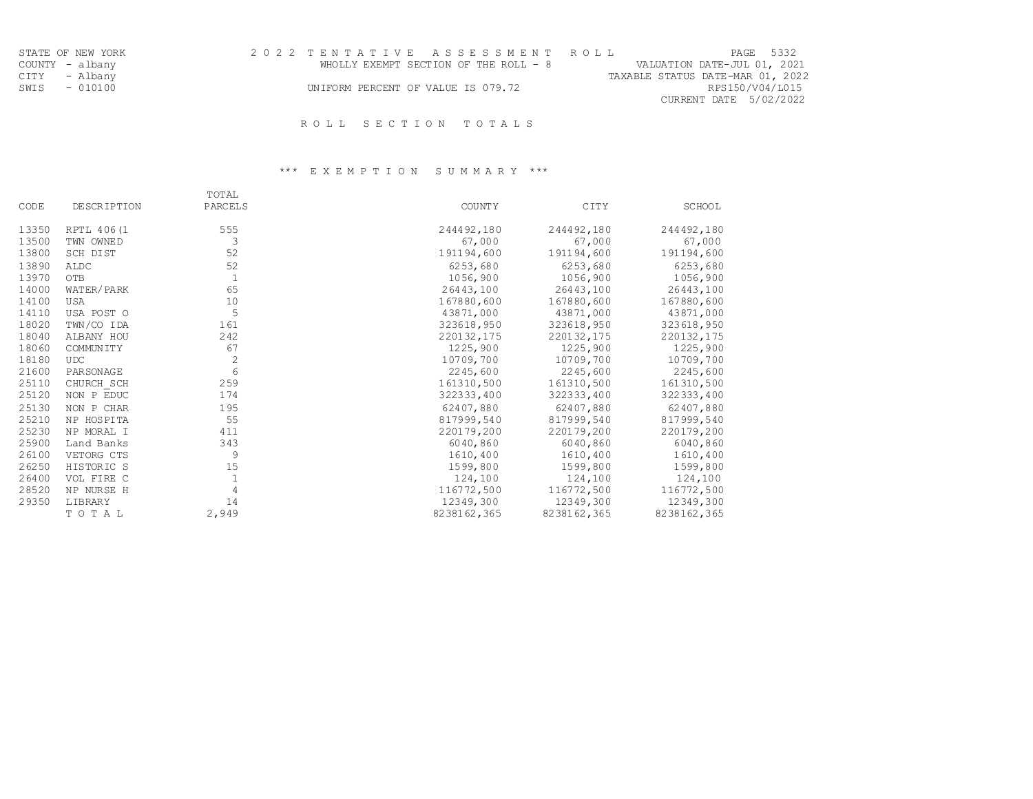STATE OF NEW YORK
COUNTY - albany
CITY - Albany
SWIS - 010100

2 0 2 2 T E N T A T I V E A S S E S S M E N T R O L L

WHOLLY EXEMPT SECTION OF THE ROLL - 8

UNIFORM PERCENT OF VALUE IS 079.72

PAGE 5332
VALUATION DATE-JUL 01, 2021
TAXABLE STATUS DATE-MAR 01, 2022
RPS150/V04/L015
CURRENT DATE 5/02/2022

# R O L L S E C T I O N T O T A L S

## *** E X E M P T I O N S U M M A R Y ***

| CODE | DESCRIPTION | TOTAL PARCELS | COUNTY | CITY | SCHOOL |
|---|---|---|---|---|---|
| 13350 | RPTL 406(1 | 555 | 244492,180 | 244492,180 | 244492,180 |
| 13500 | TWN OWNED | 3 | 67,000 | 67,000 | 67,000 |
| 13800 | SCH DIST | 52 | 191194,600 | 191194,600 | 191194,600 |
| 13890 | ALDC | 52 | 6253,680 | 6253,680 | 6253,680 |
| 13970 | OTB | 1 | 1056,900 | 1056,900 | 1056,900 |
| 14000 | WATER/PARK | 65 | 26443,100 | 26443,100 | 26443,100 |
| 14100 | USA | 10 | 167880,600 | 167880,600 | 167880,600 |
| 14110 | USA POST O | 5 | 43871,000 | 43871,000 | 43871,000 |
| 18020 | TWN/CO IDA | 161 | 323618,950 | 323618,950 | 323618,950 |
| 18040 | ALBANY HOU | 242 | 220132,175 | 220132,175 | 220132,175 |
| 18060 | COMMUNITY | 67 | 1225,900 | 1225,900 | 1225,900 |
| 18180 | UDC | 2 | 10709,700 | 10709,700 | 10709,700 |
| 21600 | PARSONAGE | 6 | 2245,600 | 2245,600 | 2245,600 |
| 25110 | CHURCH_SCH | 259 | 161310,500 | 161310,500 | 161310,500 |
| 25120 | NON P EDUC | 174 | 322333,400 | 322333,400 | 322333,400 |
| 25130 | NON P CHAR | 195 | 62407,880 | 62407,880 | 62407,880 |
| 25210 | NP HOSPITA | 55 | 817999,540 | 817999,540 | 817999,540 |
| 25230 | NP MORAL I | 411 | 220179,200 | 220179,200 | 220179,200 |
| 25900 | Land Banks | 343 | 6040,860 | 6040,860 | 6040,860 |
| 26100 | VETORG CTS | 9 | 1610,400 | 1610,400 | 1610,400 |
| 26250 | HISTORIC S | 15 | 1599,800 | 1599,800 | 1599,800 |
| 26400 | VOL FIRE C | 1 | 124,100 | 124,100 | 124,100 |
| 28520 | NP NURSE H | 4 | 116772,500 | 116772,500 | 116772,500 |
| 29350 | LIBRARY | 14 | 12349,300 | 12349,300 | 12349,300 |
| | T O T A L | 2,949 | 8238162,365 | 8238162,365 | 8238162,365 |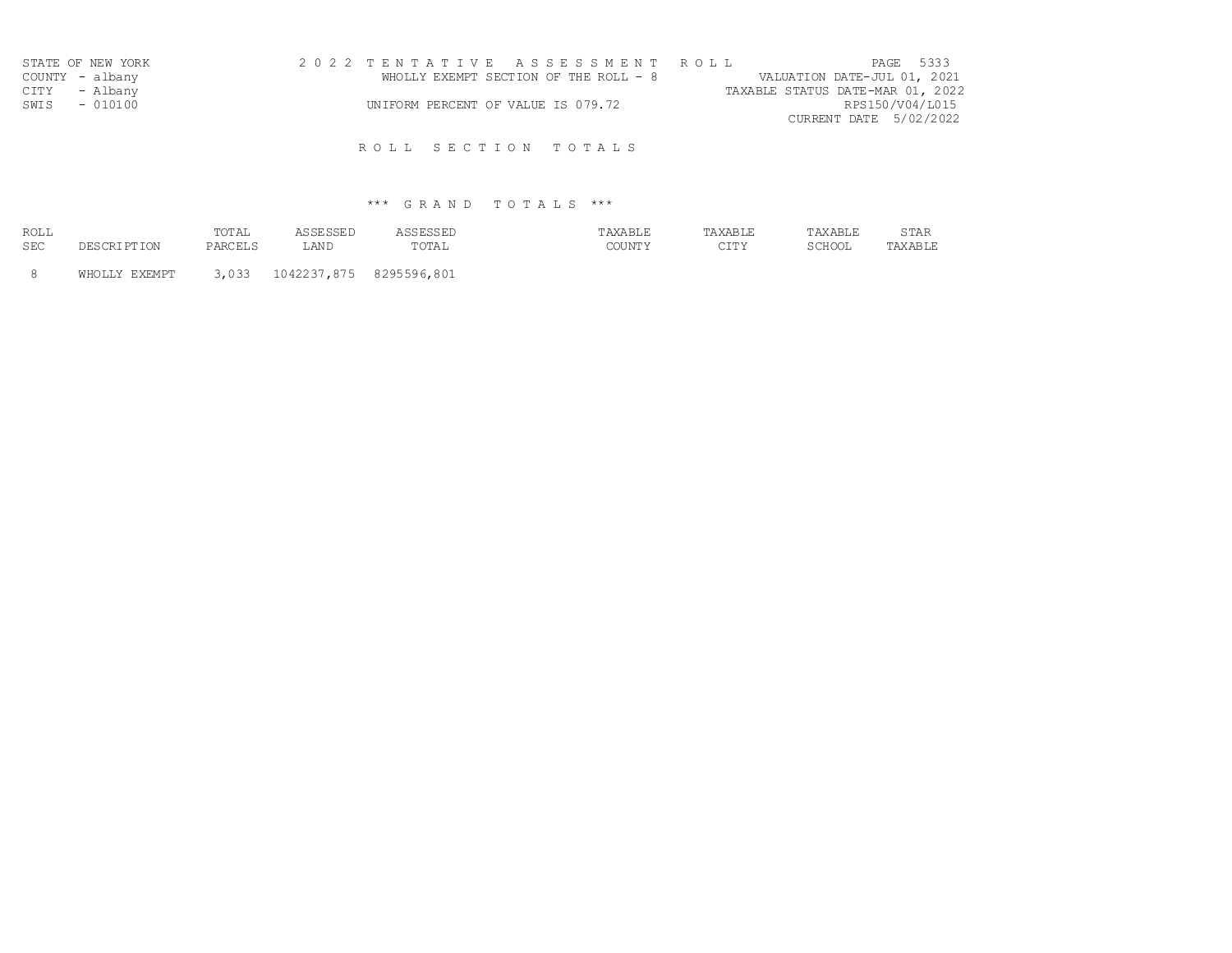STATE OF NEW YORK
COUNTY - albany
CITY - Albany
SWIS - 010100

2 0 2 2 T E N T A T I V E A S S E S S M E N T R O L L

WHOLLY EXEMPT SECTION OF THE ROLL - 8

UNIFORM PERCENT OF VALUE IS 079.72

PAGE 5333
VALUATION DATE-JUL 01, 2021
TAXABLE STATUS DATE-MAR 01, 2022
RPS150/V04/L015
CURRENT DATE 5/02/2022

## R O L L S E C T I O N T O T A L S

### *** G R A N D T O T A L S ***

| ROLL SEC | DESCRIPTION | TOTAL PARCELS | ASSESSED LAND | ASSESSED TOTAL | TAXABLE COUNTY | TAXABLE CITY | TAXABLE SCHOOL | STAR TAXABLE |
|---|---|---|---|---|---|---|---|---|
| 8 | WHOLLY EXEMPT | 3,033 | 1042237,875 | 8295596,801 | | | | |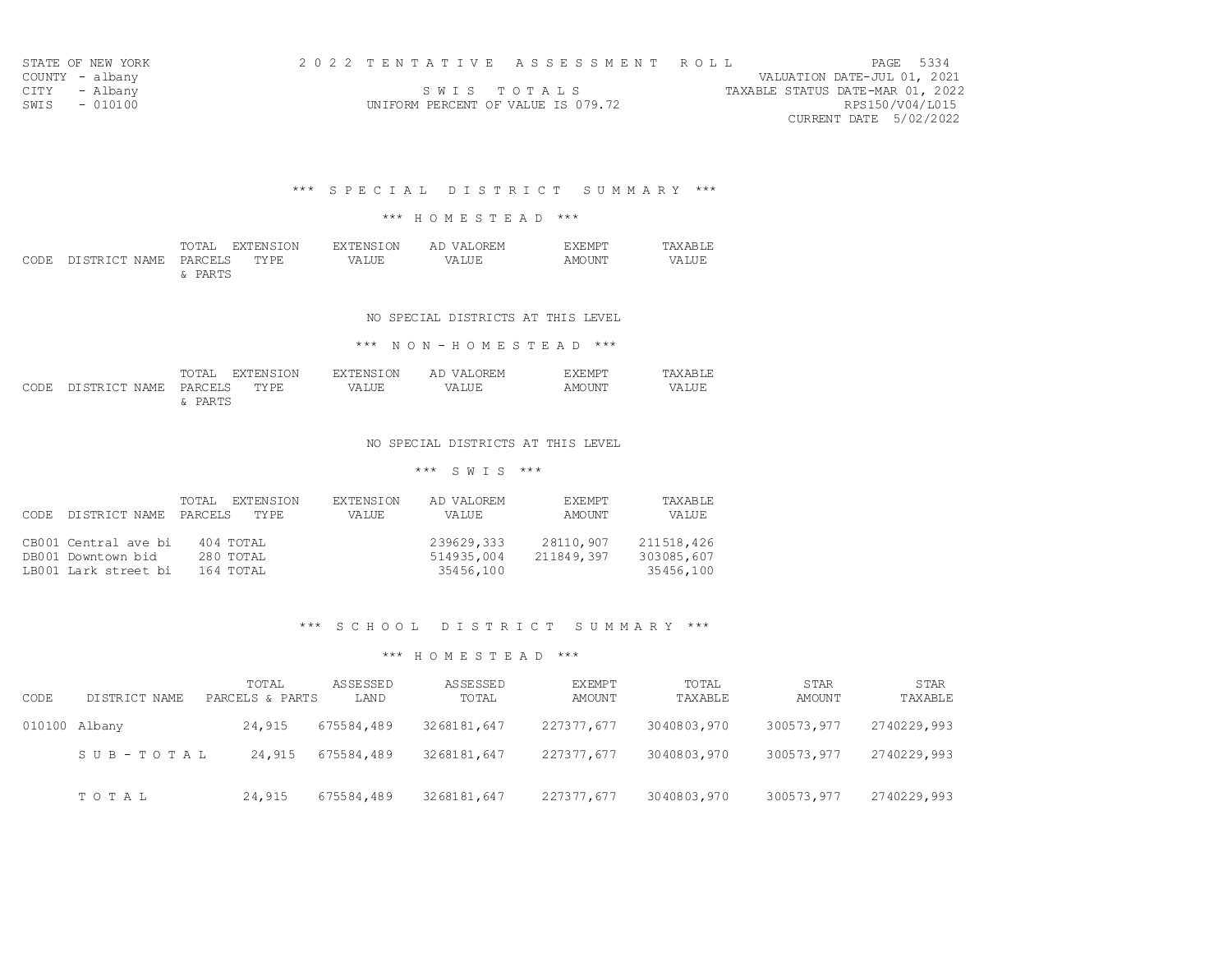STATE OF NEW YORK
COUNTY - albany
CITY - Albany
SWIS - 010100

2 0 2 2 T E N T A T I V E A S S E S S M E N T R O L L

S W I S T O T A L S

UNIFORM PERCENT OF VALUE IS 079.72

PAGE 5334
VALUATION DATE-JUL 01, 2021
TAXABLE STATUS DATE-MAR 01, 2022
RPS150/V04/L015
CURRENT DATE 5/02/2022

## *** S P E C I A L D I S T R I C T S U M M A R Y ***

### *** H O M E S T E A D ***

| CODE | DISTRICT NAME | TOTAL PARCELS & PARTS | EXTENSION TYPE | EXTENSION VALUE | AD VALOREM VALUE | EXEMPT AMOUNT | TAXABLE VALUE |
|---|---|---|---|---|---|---|---|

NO SPECIAL DISTRICTS AT THIS LEVEL

### *** N O N - H O M E S T E A D ***

| CODE | DISTRICT NAME | TOTAL PARCELS & PARTS | EXTENSION TYPE | EXTENSION VALUE | AD VALOREM VALUE | EXEMPT AMOUNT | TAXABLE VALUE |
|---|---|---|---|---|---|---|---|

NO SPECIAL DISTRICTS AT THIS LEVEL

### *** S W I S ***

| CODE | DISTRICT NAME | TOTAL PARCELS | EXTENSION TYPE | EXTENSION VALUE | AD VALOREM VALUE | EXEMPT AMOUNT | TAXABLE VALUE |
|---|---|---|---|---|---|---|---|
| CB001 | Central ave bi | 404 | TOTAL | | 239629,333 | 28110,907 | 211518,426 |
| DB001 | Downtown bid | 280 | TOTAL | | 514935,004 | 211849,397 | 303085,607 |
| LB001 | Lark street bi | 164 | TOTAL | | 35456,100 | | 35456,100 |

## *** S C H O O L D I S T R I C T S U M M A R Y ***

### *** H O M E S T E A D ***

| CODE | DISTRICT NAME | TOTAL PARCELS & PARTS | ASSESSED LAND | ASSESSED TOTAL | EXEMPT AMOUNT | TOTAL TAXABLE | STAR AMOUNT | STAR TAXABLE |
|---|---|---|---|---|---|---|---|---|
| 010100 | Albany | 24,915 | 675584,489 | 3268181,647 | 227377,677 | 3040803,970 | 300573,977 | 2740229,993 |
| | S U B - T O T A L | 24,915 | 675584,489 | 3268181,647 | 227377,677 | 3040803,970 | 300573,977 | 2740229,993 |
| | T O T A L | 24,915 | 675584,489 | 3268181,647 | 227377,677 | 3040803,970 | 300573,977 | 2740229,993 |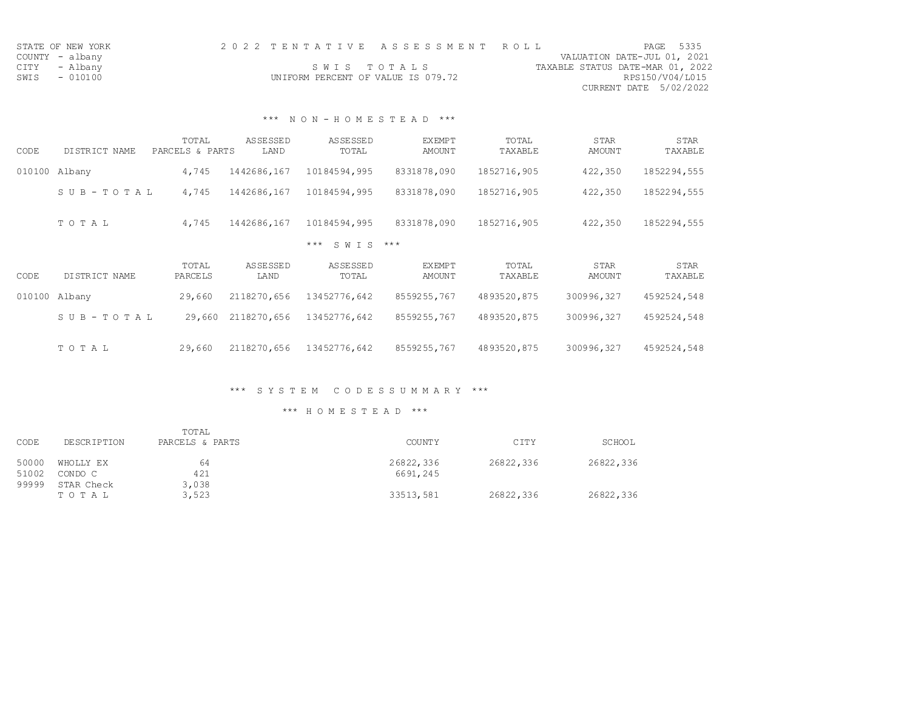STATE OF NEW YORK
COUNTY - albany
CITY - Albany
SWIS - 010100

2 0 2 2 T E N T A T I V E A S S E S S M E N T R O L L

S W I S T O T A L S

UNIFORM PERCENT OF VALUE IS 079.72

VALUATION DATE-JUL 01, 2021
TAXABLE STATUS DATE-MAR 01, 2022
RPS150/V04/L015
CURRENT DATE 5/02/2022

### *** N O N - H O M E S T E A D ***

| CODE | DISTRICT NAME | TOTAL PARCELS & PARTS | ASSESSED LAND | ASSESSED TOTAL | EXEMPT AMOUNT | TOTAL TAXABLE | STAR AMOUNT | STAR TAXABLE |
|---|---|---|---|---|---|---|---|---|
| 010100 | Albany | 4,745 | 1442686,167 | 10184594,995 | 8331878,090 | 1852716,905 | 422,350 | 1852294,555 |
| | S U B - T O T A L | 4,745 | 1442686,167 | 10184594,995 | 8331878,090 | 1852716,905 | 422,350 | 1852294,555 |
| | T O T A L | 4,745 | 1442686,167 | 10184594,995 | 8331878,090 | 1852716,905 | 422,350 | 1852294,555 |

### *** S W I S ***

| CODE | DISTRICT NAME | TOTAL PARCELS | ASSESSED LAND | ASSESSED TOTAL | EXEMPT AMOUNT | TOTAL TAXABLE | STAR AMOUNT | STAR TAXABLE |
|---|---|---|---|---|---|---|---|---|
| 010100 | Albany | 29,660 | 2118270,656 | 13452776,642 | 8559255,767 | 4893520,875 | 300996,327 | 4592524,548 |
| | S U B - T O T A L | 29,660 | 2118270,656 | 13452776,642 | 8559255,767 | 4893520,875 | 300996,327 | 4592524,548 |
| | T O T A L | 29,660 | 2118270,656 | 13452776,642 | 8559255,767 | 4893520,875 | 300996,327 | 4592524,548 |

### *** S Y S T E M C O D E S S U M M A R Y ***

### *** H O M E S T E A D ***

| CODE | DESCRIPTION | TOTAL PARCELS & PARTS | COUNTY | CITY | SCHOOL |
|---|---|---|---|---|---|
| 50000 | WHOLLY EX | 64 | 26822,336 | 26822,336 | 26822,336 |
| 51002 | CONDO C | 421 | 6691,245 | | |
| 99999 | STAR Check | 3,038 | | | |
| | T O T A L | 3,523 | 33513,581 | 26822,336 | 26822,336 |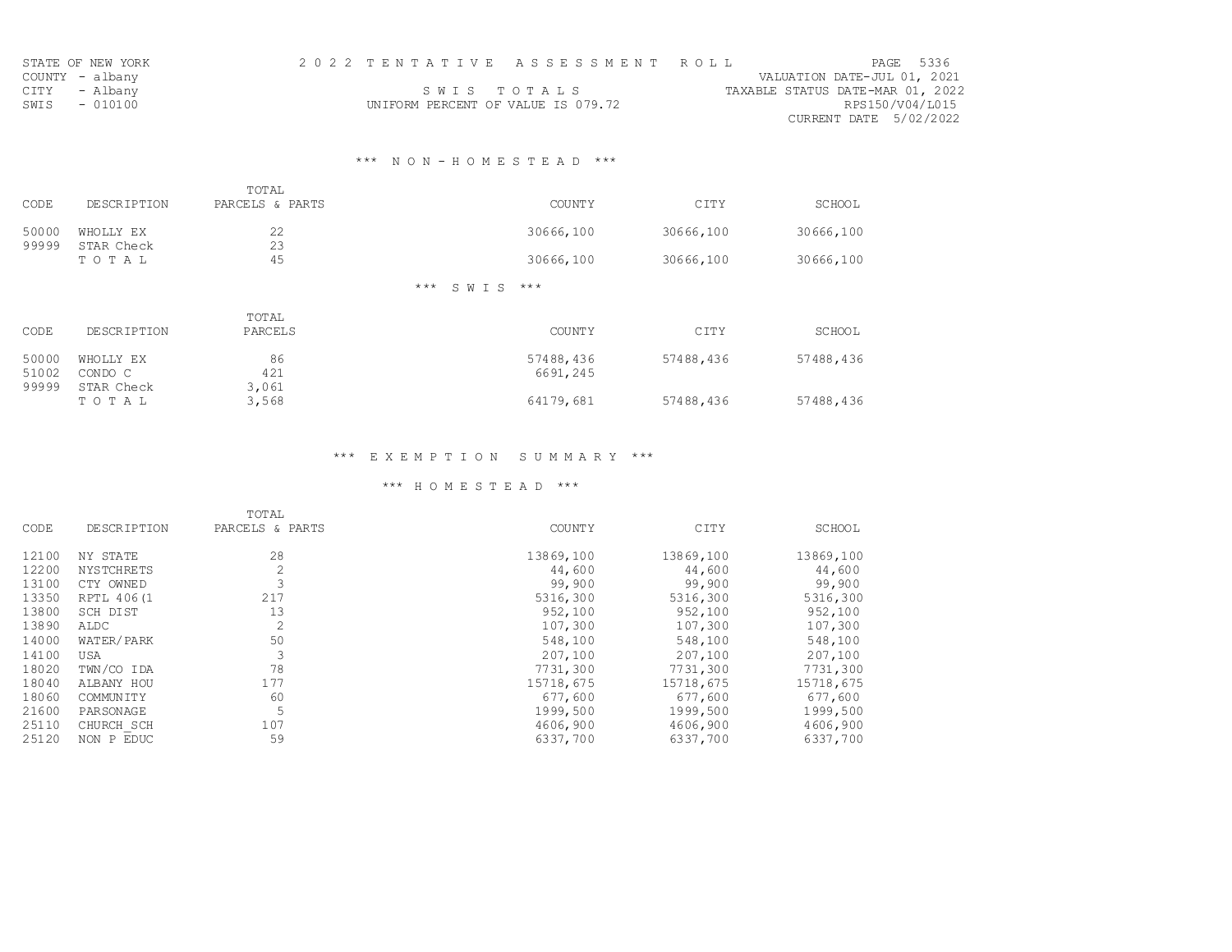STATE OF NEW YORK
COUNTY - albany
CITY - Albany
SWIS - 010100

2 0 2 2 T E N T A T I V E A S S E S S M E N T R O L L

S W I S T O T A L S

UNIFORM PERCENT OF VALUE IS 079.72

VALUATION DATE-JUL 01, 2021
TAXABLE STATUS DATE-MAR 01, 2022
RPS150/V04/L015
CURRENT DATE 5/02/2022

### *** N O N - H O M E S T E A D ***

| CODE | DESCRIPTION | TOTAL PARCELS & PARTS | COUNTY | CITY | SCHOOL |
|---|---|---|---|---|---|
| 50000 | WHOLLY EX | 22 | 30666,100 | 30666,100 | 30666,100 |
| 99999 | STAR Check | 23 | | | |
| | T O T A L | 45 | 30666,100 | 30666,100 | 30666,100 |

### *** S W I S ***

| CODE | DESCRIPTION | TOTAL PARCELS | COUNTY | CITY | SCHOOL |
|---|---|---|---|---|---|
| 50000 | WHOLLY EX | 86 | 57488,436 | 57488,436 | 57488,436 |
| 51002 | CONDO C | 421 | 6691,245 | | |
| 99999 | STAR Check | 3,061 | | | |
| | T O T A L | 3,568 | 64179,681 | 57488,436 | 57488,436 |

### *** E X E M P T I O N S U M M A R Y ***

### *** H O M E S T E A D ***

| CODE | DESCRIPTION | TOTAL PARCELS & PARTS | COUNTY | CITY | SCHOOL |
|---|---|---|---|---|---|
| 12100 | NY STATE | 28 | 13869,100 | 13869,100 | 13869,100 |
| 12200 | NYSTCHRETS | 2 | 44,600 | 44,600 | 44,600 |
| 13100 | CTY OWNED | 3 | 99,900 | 99,900 | 99,900 |
| 13350 | RPTL 406(1 | 217 | 5316,300 | 5316,300 | 5316,300 |
| 13800 | SCH DIST | 13 | 952,100 | 952,100 | 952,100 |
| 13890 | ALDC | 2 | 107,300 | 107,300 | 107,300 |
| 14000 | WATER/PARK | 50 | 548,100 | 548,100 | 548,100 |
| 14100 | USA | 3 | 207,100 | 207,100 | 207,100 |
| 18020 | TWN/CO IDA | 78 | 7731,300 | 7731,300 | 7731,300 |
| 18040 | ALBANY HOU | 177 | 15718,675 | 15718,675 | 15718,675 |
| 18060 | COMMUNITY | 60 | 677,600 | 677,600 | 677,600 |
| 21600 | PARSONAGE | 5 | 1999,500 | 1999,500 | 1999,500 |
| 25110 | CHURCH_SCH | 107 | 4606,900 | 4606,900 | 4606,900 |
| 25120 | NON P EDUC | 59 | 6337,700 | 6337,700 | 6337,700 |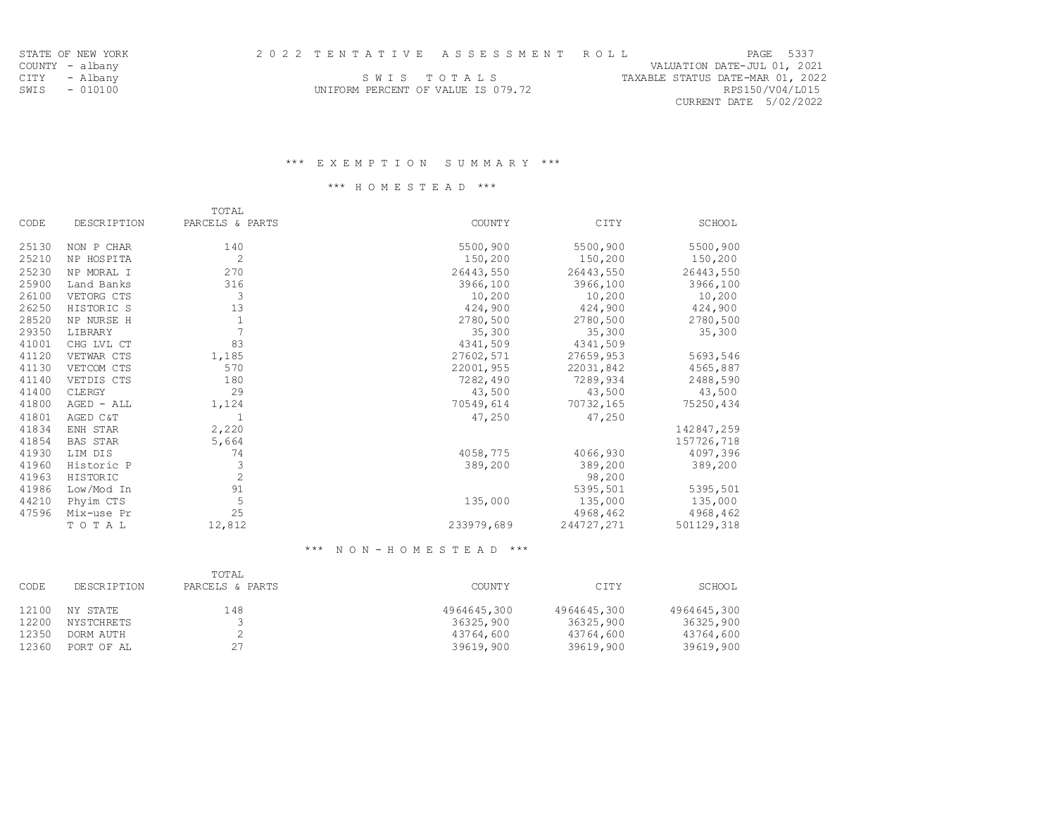STATE OF NEW YORK
COUNTY - albany
CITY - Albany
SWIS - 010100

2 0 2 2 T E N T A T I V E A S S E S S M E N T R O L L

S W I S T O T A L S

UNIFORM PERCENT OF VALUE IS 079.72

VALUATION DATE-JUL 01, 2021
TAXABLE STATUS DATE-MAR 01, 2022
RPS150/V04/L015
CURRENT DATE 5/02/2022

### *** E X E M P T I O N S U M M A R Y ***

### *** H O M E S T E A D ***

| CODE | DESCRIPTION | TOTAL PARCELS & PARTS | COUNTY | CITY | SCHOOL |
|---|---|---|---|---|---|
| 25130 | NON P CHAR | 140 | 5500,900 | 5500,900 | 5500,900 |
| 25210 | NP HOSPITA | 2 | 150,200 | 150,200 | 150,200 |
| 25230 | NP MORAL I | 270 | 26443,550 | 26443,550 | 26443,550 |
| 25900 | Land Banks | 316 | 3966,100 | 3966,100 | 3966,100 |
| 26100 | VETORG CTS | 3 | 10,200 | 10,200 | 10,200 |
| 26250 | HISTORIC S | 13 | 424,900 | 424,900 | 424,900 |
| 28520 | NP NURSE H | 1 | 2780,500 | 2780,500 | 2780,500 |
| 29350 | LIBRARY | 7 | 35,300 | 35,300 | 35,300 |
| 41001 | CHG LVL CT | 83 | 4341,509 | 4341,509 | |
| 41120 | VETWAR CTS | 1,185 | 27602,571 | 27659,953 | 5693,546 |
| 41130 | VETCOM CTS | 570 | 22001,955 | 22031,842 | 4565,887 |
| 41140 | VETDIS CTS | 180 | 7282,490 | 7289,934 | 2488,590 |
| 41400 | CLERGY | 29 | 43,500 | 43,500 | 43,500 |
| 41800 | AGED - ALL | 1,124 | 70549,614 | 70732,165 | 75250,434 |
| 41801 | AGED C&T | 1 | 47,250 | 47,250 | |
| 41834 | ENH STAR | 2,220 | | | 142847,259 |
| 41854 | BAS STAR | 5,664 | | | 157726,718 |
| 41930 | LIM DIS | 74 | 4058,775 | 4066,930 | 4097,396 |
| 41960 | Historic P | 3 | 389,200 | 389,200 | 389,200 |
| 41963 | HISTORIC | 2 | | 98,200 | |
| 41986 | Low/Mod In | 91 | | 5395,501 | 5395,501 |
| 44210 | Phyim CTS | 5 | 135,000 | 135,000 | 135,000 |
| 47596 | Mix-use Pr | 25 | | 4968,462 | 4968,462 |
| | T O T A L | 12,812 | 233979,689 | 244727,271 | 501129,318 |

### *** N O N - H O M E S T E A D ***

| CODE | DESCRIPTION | TOTAL PARCELS & PARTS | COUNTY | CITY | SCHOOL |
|---|---|---|---|---|---|
| 12100 | NY STATE | 148 | 4964645,300 | 4964645,300 | 4964645,300 |
| 12200 | NYSTCHRETS | 3 | 36325,900 | 36325,900 | 36325,900 |
| 12350 | DORM AUTH | 2 | 43764,600 | 43764,600 | 43764,600 |
| 12360 | PORT OF AL | 27 | 39619,900 | 39619,900 | 39619,900 |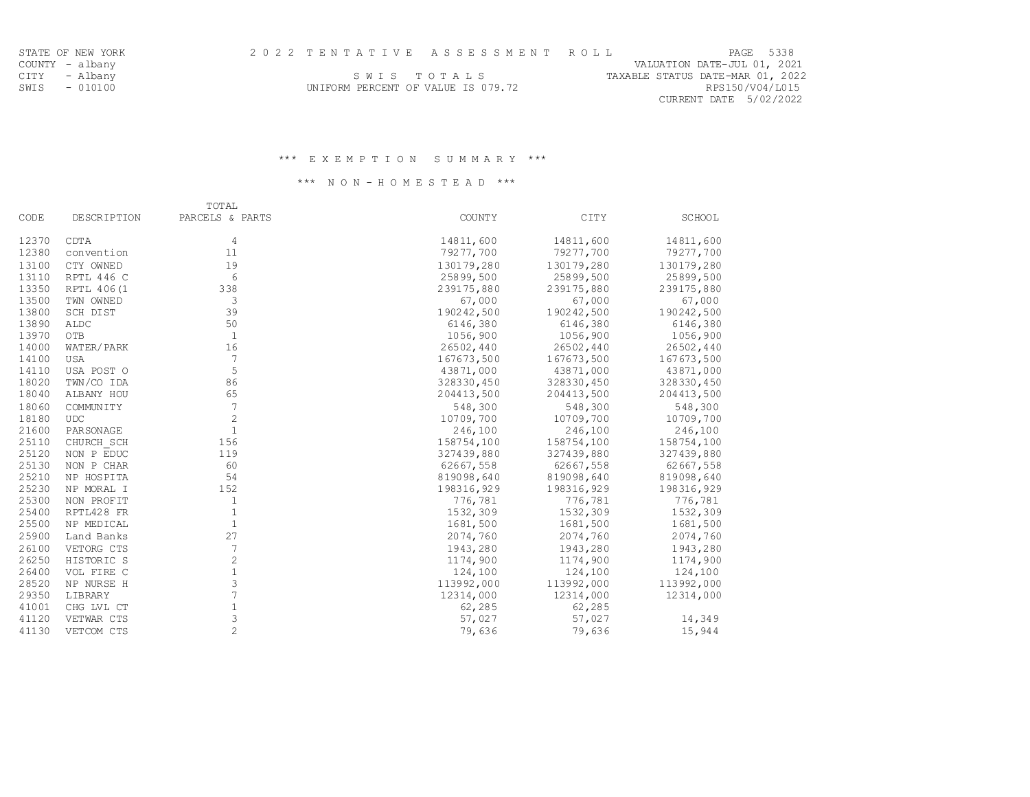STATE OF NEW YORK
COUNTY - albany
CITY - Albany
SWIS - 010100

2 0 2 2 T E N T A T I V E A S S E S S M E N T R O L L

S W I S T O T A L S

UNIFORM PERCENT OF VALUE IS 079.72

VALUATION DATE-JUL 01, 2021
TAXABLE STATUS DATE-MAR 01, 2022
RPS150/V04/L015
CURRENT DATE 5/02/2022

### *** E X E M P T I O N S U M M A R Y ***

### *** N O N - H O M E S T E A D ***

| CODE | DESCRIPTION | TOTAL PARCELS & PARTS | COUNTY | CITY | SCHOOL |
|---|---|---|---|---|---|
| 12370 | CDTA | 4 | 14811,600 | 14811,600 | 14811,600 |
| 12380 | convention | 11 | 79277,700 | 79277,700 | 79277,700 |
| 13100 | CTY OWNED | 19 | 130179,280 | 130179,280 | 130179,280 |
| 13110 | RPTL 446 C | 6 | 25899,500 | 25899,500 | 25899,500 |
| 13350 | RPTL 406(1 | 338 | 239175,880 | 239175,880 | 239175,880 |
| 13500 | TWN OWNED | 3 | 67,000 | 67,000 | 67,000 |
| 13800 | SCH DIST | 39 | 190242,500 | 190242,500 | 190242,500 |
| 13890 | ALDC | 50 | 6146,380 | 6146,380 | 6146,380 |
| 13970 | OTB | 1 | 1056,900 | 1056,900 | 1056,900 |
| 14000 | WATER/PARK | 16 | 26502,440 | 26502,440 | 26502,440 |
| 14100 | USA | 7 | 167673,500 | 167673,500 | 167673,500 |
| 14110 | USA POST O | 5 | 43871,000 | 43871,000 | 43871,000 |
| 18020 | TWN/CO IDA | 86 | 328330,450 | 328330,450 | 328330,450 |
| 18040 | ALBANY HOU | 65 | 204413,500 | 204413,500 | 204413,500 |
| 18060 | COMMUNITY | 7 | 548,300 | 548,300 | 548,300 |
| 18180 | UDC | 2 | 10709,700 | 10709,700 | 10709,700 |
| 21600 | PARSONAGE | 1 | 246,100 | 246,100 | 246,100 |
| 25110 | CHURCH_SCH | 156 | 158754,100 | 158754,100 | 158754,100 |
| 25120 | NON P EDUC | 119 | 327439,880 | 327439,880 | 327439,880 |
| 25130 | NON P CHAR | 60 | 62667,558 | 62667,558 | 62667,558 |
| 25210 | NP HOSPITA | 54 | 819098,640 | 819098,640 | 819098,640 |
| 25230 | NP MORAL I | 152 | 198316,929 | 198316,929 | 198316,929 |
| 25300 | NON PROFIT | 1 | 776,781 | 776,781 | 776,781 |
| 25400 | RPTL428 FR | 1 | 1532,309 | 1532,309 | 1532,309 |
| 25500 | NP MEDICAL | 1 | 1681,500 | 1681,500 | 1681,500 |
| 25900 | Land Banks | 27 | 2074,760 | 2074,760 | 2074,760 |
| 26100 | VETORG CTS | 7 | 1943,280 | 1943,280 | 1943,280 |
| 26250 | HISTORIC S | 2 | 1174,900 | 1174,900 | 1174,900 |
| 26400 | VOL FIRE C | 1 | 124,100 | 124,100 | 124,100 |
| 28520 | NP NURSE H | 3 | 113992,000 | 113992,000 | 113992,000 |
| 29350 | LIBRARY | 7 | 12314,000 | 12314,000 | 12314,000 |
| 41001 | CHG LVL CT | 1 | 62,285 | 62,285 | |
| 41120 | VETWAR CTS | 3 | 57,027 | 57,027 | 14,349 |
| 41130 | VETCOM CTS | 2 | 79,636 | 79,636 | 15,944 |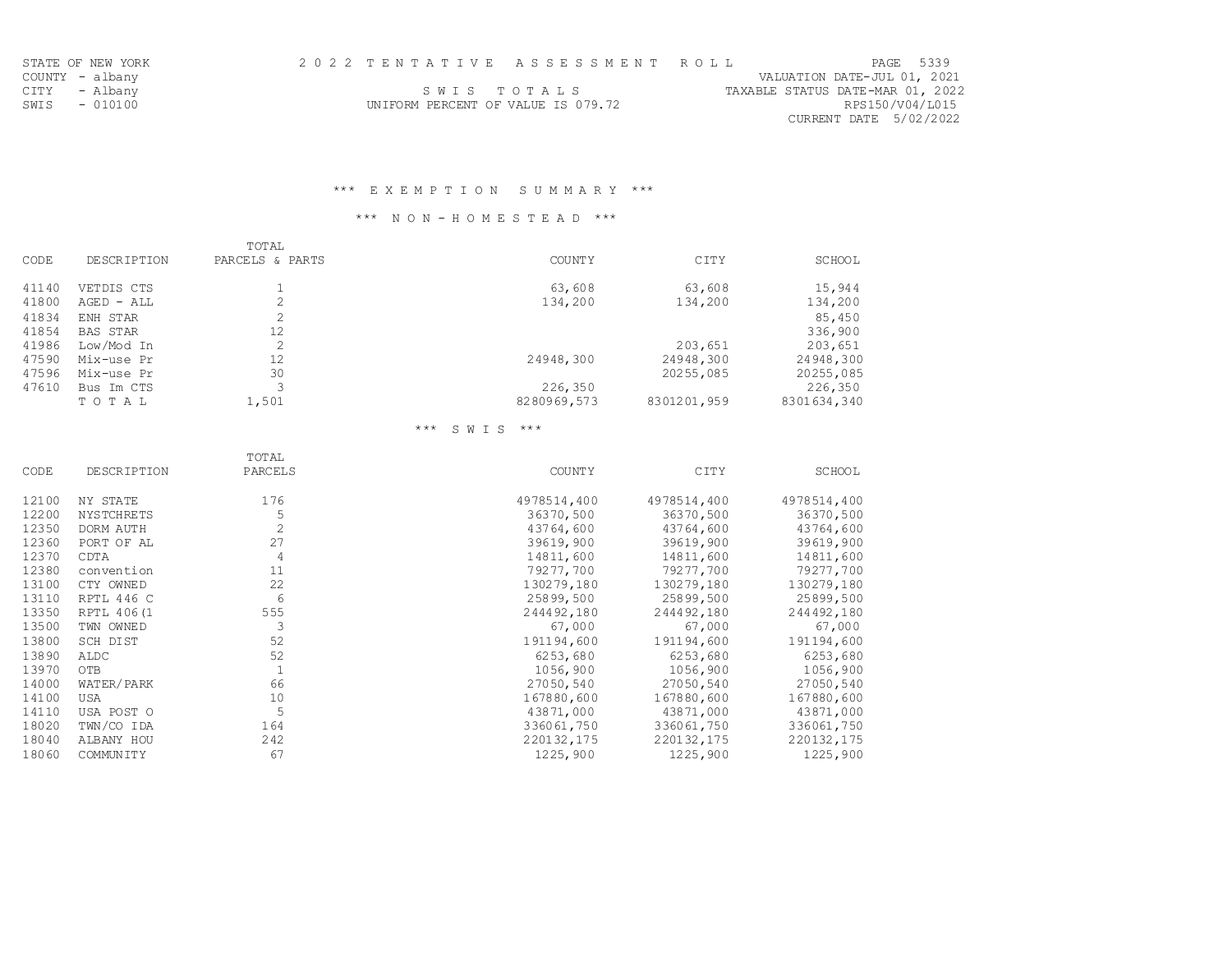STATE OF NEW YORK
COUNTY - albany
CITY - Albany
SWIS - 010100

2 0 2 2 T E N T A T I V E A S S E S S M E N T R O L L

S W I S T O T A L S
UNIFORM PERCENT OF VALUE IS 079.72

VALUATION DATE-JUL 01, 2021
TAXABLE STATUS DATE-MAR 01, 2022
RPS150/V04/L015
CURRENT DATE 5/02/2022

### *** E X E M P T I O N S U M M A R Y ***

### *** N O N - H O M E S T E A D ***

| CODE | DESCRIPTION | TOTAL PARCELS & PARTS | COUNTY | CITY | SCHOOL |
|---|---|---|---|---|---|
| 41140 | VETDIS CTS | 1 | 63,608 | 63,608 | 15,944 |
| 41800 | AGED - ALL | 2 | 134,200 | 134,200 | 134,200 |
| 41834 | ENH STAR | 2 | | | 85,450 |
| 41854 | BAS STAR | 12 | | | 336,900 |
| 41986 | Low/Mod In | 2 | | 203,651 | 203,651 |
| 47590 | Mix-use Pr | 12 | 24948,300 | 24948,300 | 24948,300 |
| 47596 | Mix-use Pr | 30 | | 20255,085 | 20255,085 |
| 47610 | Bus Im CTS | 3 | 226,350 | | 226,350 |
| | T O T A L | 1,501 | 8280969,573 | 8301201,959 | 8301634,340 |

### *** S W I S ***

| CODE | DESCRIPTION | TOTAL PARCELS | COUNTY | CITY | SCHOOL |
|---|---|---|---|---|---|
| 12100 | NY STATE | 176 | 4978514,400 | 4978514,400 | 4978514,400 |
| 12200 | NYSTCHRETS | 5 | 36370,500 | 36370,500 | 36370,500 |
| 12350 | DORM AUTH | 2 | 43764,600 | 43764,600 | 43764,600 |
| 12360 | PORT OF AL | 27 | 39619,900 | 39619,900 | 39619,900 |
| 12370 | CDTA | 4 | 14811,600 | 14811,600 | 14811,600 |
| 12380 | convention | 11 | 79277,700 | 79277,700 | 79277,700 |
| 13100 | CTY OWNED | 22 | 130279,180 | 130279,180 | 130279,180 |
| 13110 | RPTL 446 C | 6 | 25899,500 | 25899,500 | 25899,500 |
| 13350 | RPTL 406(1 | 555 | 244492,180 | 244492,180 | 244492,180 |
| 13500 | TWN OWNED | 3 | 67,000 | 67,000 | 67,000 |
| 13800 | SCH DIST | 52 | 191194,600 | 191194,600 | 191194,600 |
| 13890 | ALDC | 52 | 6253,680 | 6253,680 | 6253,680 |
| 13970 | OTB | 1 | 1056,900 | 1056,900 | 1056,900 |
| 14000 | WATER/PARK | 66 | 27050,540 | 27050,540 | 27050,540 |
| 14100 | USA | 10 | 167880,600 | 167880,600 | 167880,600 |
| 14110 | USA POST O | 5 | 43871,000 | 43871,000 | 43871,000 |
| 18020 | TWN/CO IDA | 164 | 336061,750 | 336061,750 | 336061,750 |
| 18040 | ALBANY HOU | 242 | 220132,175 | 220132,175 | 220132,175 |
| 18060 | COMMUNITY | 67 | 1225,900 | 1225,900 | 1225,900 |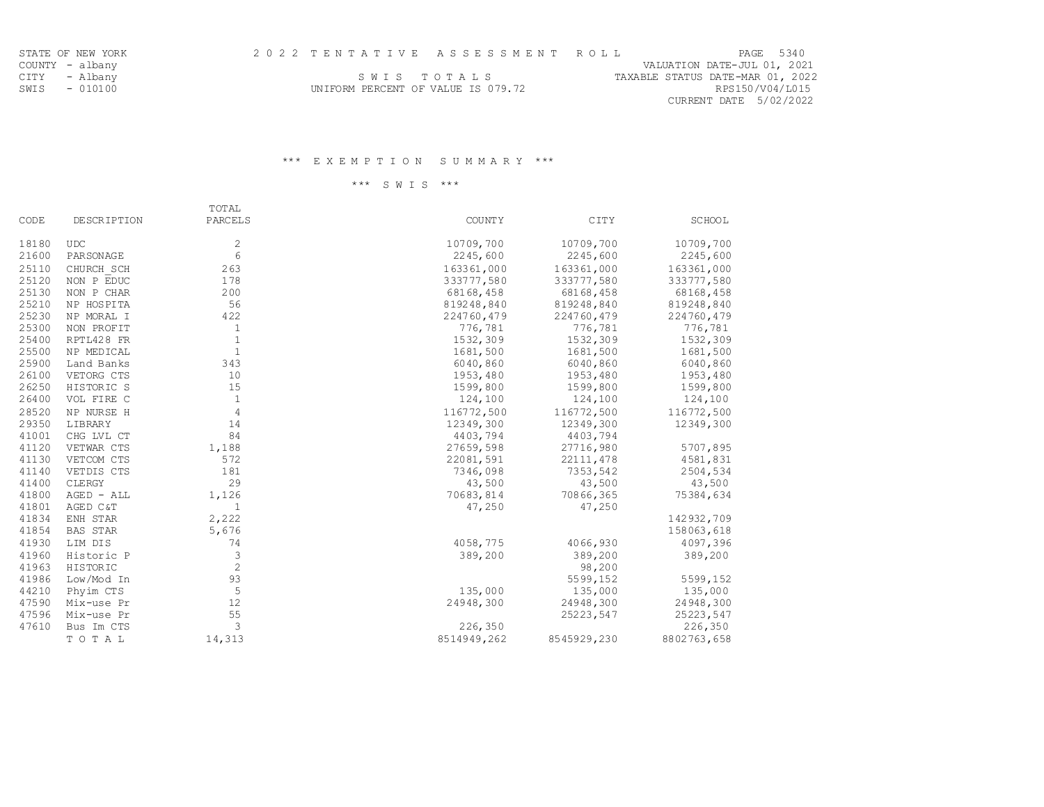STATE OF NEW YORK
COUNTY - albany
CITY - Albany
SWIS - 010100

2 0 2 2 T E N T A T I V E A S S E S S M E N T R O L L

S W I S T O T A L S

UNIFORM PERCENT OF VALUE IS 079.72

PAGE 5340
VALUATION DATE-JUL 01, 2021
TAXABLE STATUS DATE-MAR 01, 2022
RPS150/V04/L015
CURRENT DATE 5/02/2022

### *** E X E M P T I O N S U M M A R Y ***

### *** S W I S ***

| CODE | DESCRIPTION | TOTAL PARCELS | COUNTY | CITY | SCHOOL |
|---|---|---|---|---|---|
| 18180 | UDC | 2 | 10709,700 | 10709,700 | 10709,700 |
| 21600 | PARSONAGE | 6 | 2245,600 | 2245,600 | 2245,600 |
| 25110 | CHURCH_SCH | 263 | 163361,000 | 163361,000 | 163361,000 |
| 25120 | NON P EDUC | 178 | 333777,580 | 333777,580 | 333777,580 |
| 25130 | NON P CHAR | 200 | 68168,458 | 68168,458 | 68168,458 |
| 25210 | NP HOSPITA | 56 | 819248,840 | 819248,840 | 819248,840 |
| 25230 | NP MORAL I | 422 | 224760,479 | 224760,479 | 224760,479 |
| 25300 | NON PROFIT | 1 | 776,781 | 776,781 | 776,781 |
| 25400 | RPTL428 FR | 1 | 1532,309 | 1532,309 | 1532,309 |
| 25500 | NP MEDICAL | 1 | 1681,500 | 1681,500 | 1681,500 |
| 25900 | Land Banks | 343 | 6040,860 | 6040,860 | 6040,860 |
| 26100 | VETORG CTS | 10 | 1953,480 | 1953,480 | 1953,480 |
| 26250 | HISTORIC S | 15 | 1599,800 | 1599,800 | 1599,800 |
| 26400 | VOL FIRE C | 1 | 124,100 | 124,100 | 124,100 |
| 28520 | NP NURSE H | 4 | 116772,500 | 116772,500 | 116772,500 |
| 29350 | LIBRARY | 14 | 12349,300 | 12349,300 | 12349,300 |
| 41001 | CHG LVL CT | 84 | 4403,794 | 4403,794 | |
| 41120 | VETWAR CTS | 1,188 | 27659,598 | 27716,980 | 5707,895 |
| 41130 | VETCOM CTS | 572 | 22081,591 | 22111,478 | 4581,831 |
| 41140 | VETDIS CTS | 181 | 7346,098 | 7353,542 | 2504,534 |
| 41400 | CLERGY | 29 | 43,500 | 43,500 | 43,500 |
| 41800 | AGED - ALL | 1,126 | 70683,814 | 70866,365 | 75384,634 |
| 41801 | AGED C&T | 1 | 47,250 | 47,250 | |
| 41834 | ENH STAR | 2,222 | | | 142932,709 |
| 41854 | BAS STAR | 5,676 | | | 158063,618 |
| 41930 | LIM DIS | 74 | 4058,775 | 4066,930 | 4097,396 |
| 41960 | Historic P | 3 | 389,200 | 389,200 | 389,200 |
| 41963 | HISTORIC | 2 | | 98,200 | |
| 41986 | Low/Mod In | 93 | | 5599,152 | 5599,152 |
| 44210 | Phyim CTS | 5 | 135,000 | 135,000 | 135,000 |
| 47590 | Mix-use Pr | 12 | 24948,300 | 24948,300 | 24948,300 |
| 47596 | Mix-use Pr | 55 | | 25223,547 | 25223,547 |
| 47610 | Bus Im CTS | 3 | 226,350 | | 226,350 |
| | T O T A L | 14,313 | 8514949,262 | 8545929,230 | 8802763,658 |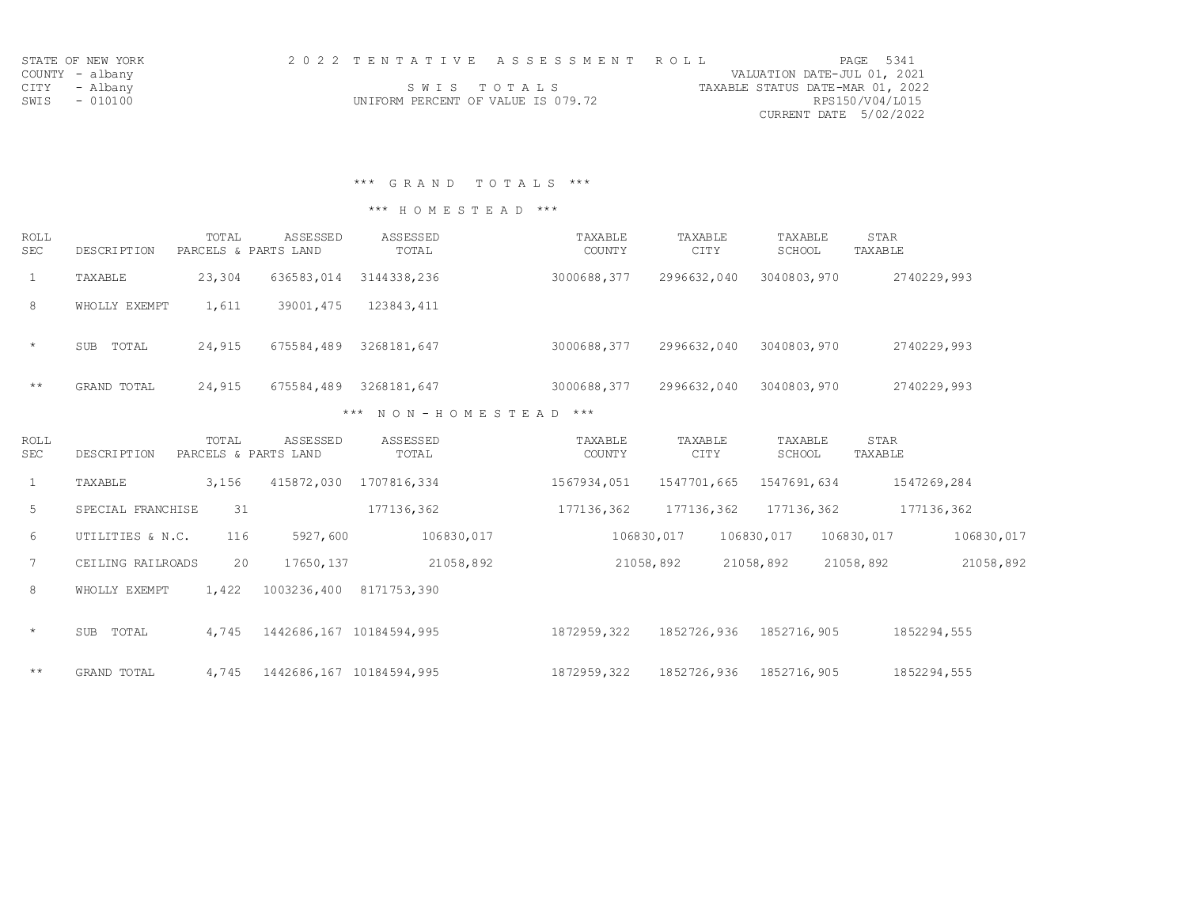STATE OF NEW YORK
COUNTY - albany
CITY - Albany
SWIS - 010100

# 2022 TENTATIVE ASSESSMENT ROLL

SWIS TOTALS

UNIFORM PERCENT OF VALUE IS 079.72

VALUATION DATE-JUL 01, 2021
TAXABLE STATUS DATE-MAR 01, 2022
RPS150/V04/L015
CURRENT DATE 5/02/2022

## *** GRAND TOTALS ***

### *** HOMESTEAD ***

| ROLL SEC | DESCRIPTION | TOTAL PARCELS & PARTS | ASSESSED LAND | ASSESSED TOTAL | TAXABLE COUNTY | TAXABLE CITY | TAXABLE SCHOOL | STAR TAXABLE |
|---|---|---|---|---|---|---|---|---|
| 1 | TAXABLE | 23,304 | 636583,014 | 3144338,236 | 3000688,377 | 2996632,040 | 3040803,970 | 2740229,993 |
| 8 | WHOLLY EXEMPT | 1,611 | 39001,475 | 123843,411 | | | | |
| * | SUB TOTAL | 24,915 | 675584,489 | 3268181,647 | 3000688,377 | 2996632,040 | 3040803,970 | 2740229,993 |
| ** | GRAND TOTAL | 24,915 | 675584,489 | 3268181,647 | 3000688,377 | 2996632,040 | 3040803,970 | 2740229,993 |

### *** NON-HOMESTEAD ***

| ROLL SEC | DESCRIPTION | TOTAL PARCELS & PARTS | ASSESSED LAND | ASSESSED TOTAL | TAXABLE COUNTY | TAXABLE CITY | TAXABLE SCHOOL | STAR TAXABLE |
|---|---|---|---|---|---|---|---|---|
| 1 | TAXABLE | 3,156 | 415872,030 | 1707816,334 | 1567934,051 | 1547701,665 | 1547691,634 | 1547269,284 |
| 5 | SPECIAL FRANCHISE | 31 | | 177136,362 | 177136,362 | 177136,362 | 177136,362 | 177136,362 |
| 6 | UTILITIES & N.C. | 116 | 5927,600 | 106830,017 | 106830,017 | 106830,017 | 106830,017 | 106830,017 |
| 7 | CEILING RAILROADS | 20 | 17650,137 | 21058,892 | 21058,892 | 21058,892 | 21058,892 | 21058,892 |
| 8 | WHOLLY EXEMPT | 1,422 | 1003236,400 | 8171753,390 | | | | |
| * | SUB TOTAL | 4,745 | 1442686,167 | 10184594,995 | 1872959,322 | 1852726,936 | 1852716,905 | 1852294,555 |
| ** | GRAND TOTAL | 4,745 | 1442686,167 | 10184594,995 | 1872959,322 | 1852726,936 | 1852716,905 | 1852294,555 |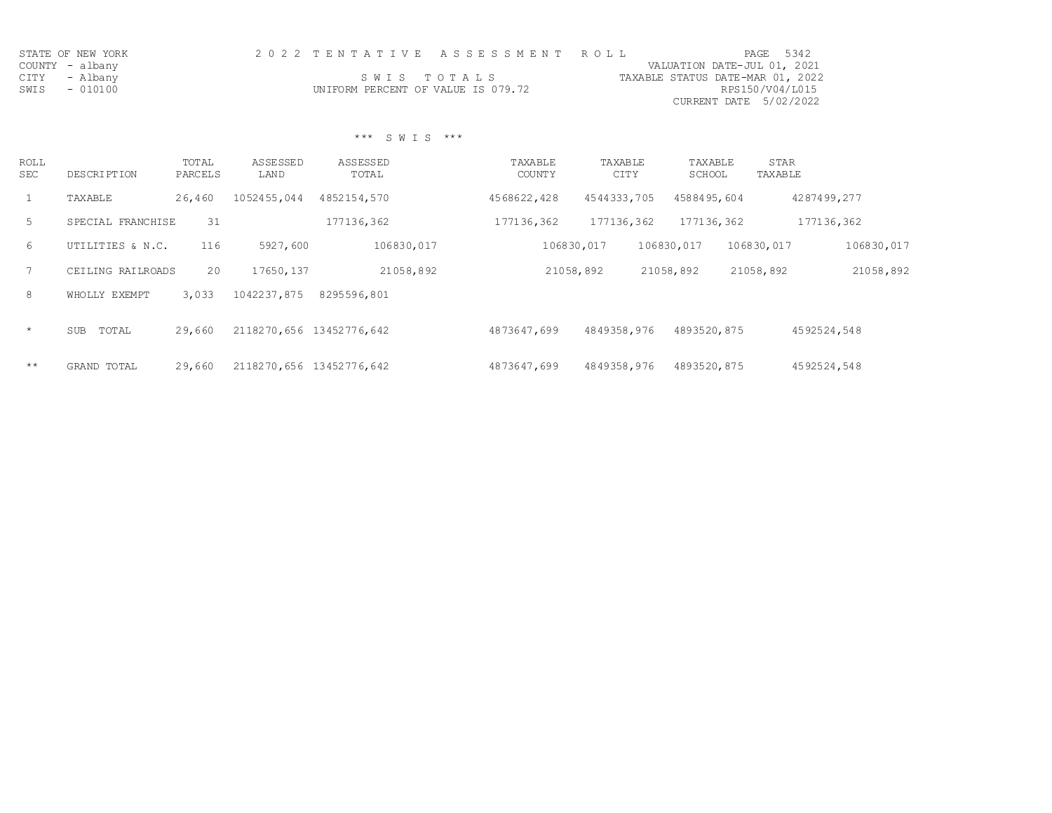STATE OF NEW YORK
COUNTY - albany
CITY - Albany
SWIS - 010100

**2022 TENTATIVE ASSESSMENT ROLL**

**SWIS TOTALS**

UNIFORM PERCENT OF VALUE IS 079.72

VALUATION DATE-JUL 01, 2021
TAXABLE STATUS DATE-MAR 01, 2022
RPS150/V04/L015
CURRENT DATE 5/02/2022

*** S W I S ***

| ROLL SEC | DESCRIPTION | TOTAL PARCELS | ASSESSED LAND | ASSESSED TOTAL | TAXABLE COUNTY | TAXABLE CITY | TAXABLE SCHOOL | STAR TAXABLE |
|---|---|---|---|---|---|---|---|---|
| 1 | TAXABLE | 26,460 | 1052455,044 | 4852154,570 | 4568622,428 | 4544333,705 | 4588495,604 | 4287499,277 |
| 5 | SPECIAL FRANCHISE | 31 | | 177136,362 | 177136,362 | 177136,362 | 177136,362 | 177136,362 |
| 6 | UTILITIES & N.C. | 116 | 5927,600 | 106830,017 | 106830,017 | 106830,017 | 106830,017 | 106830,017 |
| 7 | CEILING RAILROADS | 20 | 17650,137 | 21058,892 | 21058,892 | 21058,892 | 21058,892 | 21058,892 |
| 8 | WHOLLY EXEMPT | 3,033 | 1042237,875 | 8295596,801 | | | | |
| * | SUB TOTAL | 29,660 | 2118270,656 | 13452776,642 | 4873647,699 | 4849358,976 | 4893520,875 | 4592524,548 |
| ** | GRAND TOTAL | 29,660 | 2118270,656 | 13452776,642 | 4873647,699 | 4849358,976 | 4893520,875 | 4592524,548 |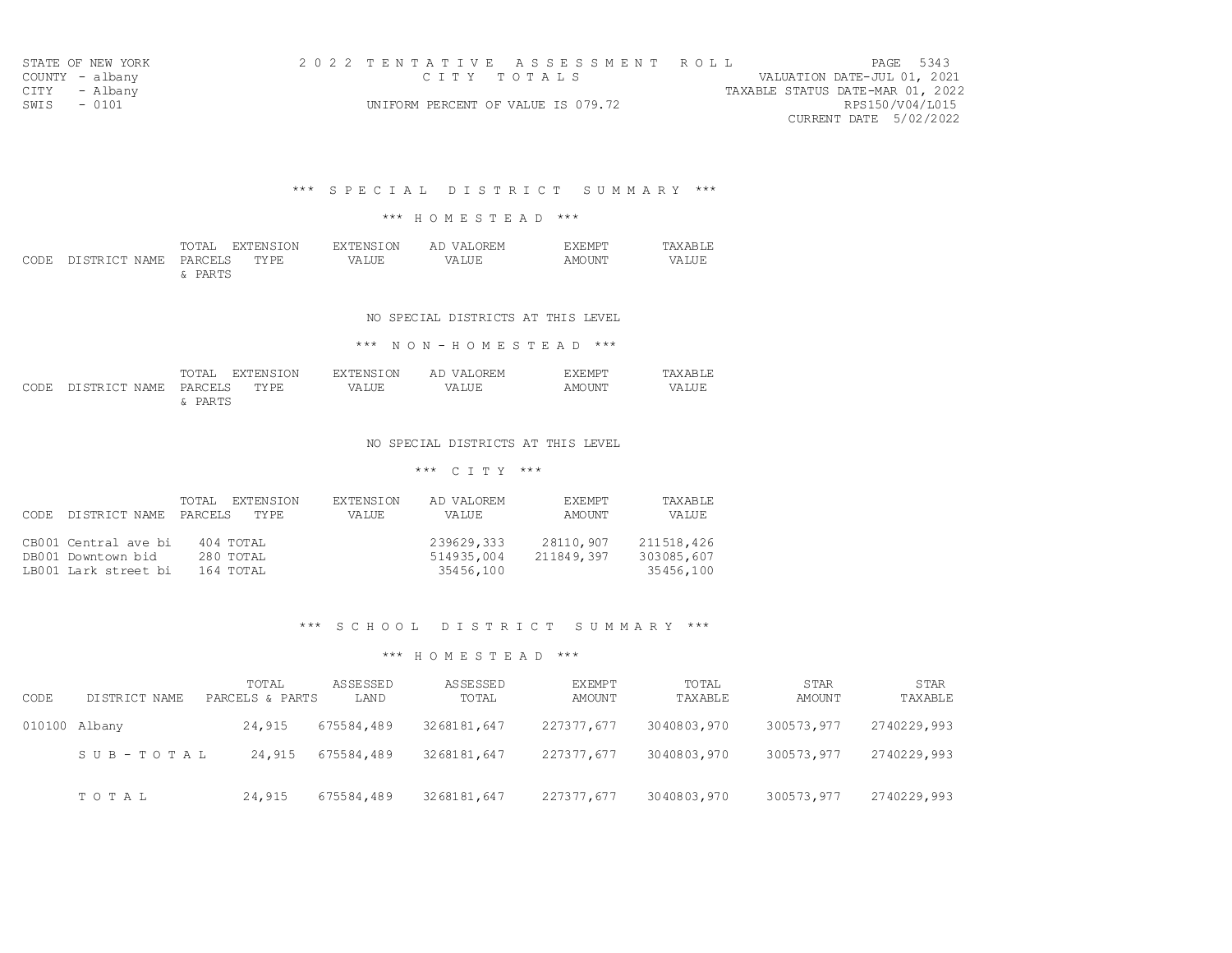STATE OF NEW YORK
COUNTY - albany
CITY - Albany
SWIS - 0101

2 0 2 2 T E N T A T I V E A S S E S S M E N T R O L L
C I T Y T O T A L S
UNIFORM PERCENT OF VALUE IS 079.72

PAGE 5343
VALUATION DATE-JUL 01, 2021
TAXABLE STATUS DATE-MAR 01, 2022
RPS150/V04/L015
CURRENT DATE 5/02/2022

## *** S P E C I A L D I S T R I C T S U M M A R Y ***

### *** H O M E S T E A D ***

| CODE | DISTRICT NAME | TOTAL PARCELS & PARTS | EXTENSION TYPE | EXTENSION VALUE | AD VALOREM VALUE | EXEMPT AMOUNT | TAXABLE VALUE |
|---|---|---|---|---|---|---|---|

NO SPECIAL DISTRICTS AT THIS LEVEL

### *** N O N - H O M E S T E A D ***

| CODE | DISTRICT NAME | TOTAL PARCELS & PARTS | EXTENSION TYPE | EXTENSION VALUE | AD VALOREM VALUE | EXEMPT AMOUNT | TAXABLE VALUE |
|---|---|---|---|---|---|---|---|

NO SPECIAL DISTRICTS AT THIS LEVEL

### *** C I T Y ***

| CODE | DISTRICT NAME | TOTAL PARCELS | EXTENSION TYPE | EXTENSION VALUE | AD VALOREM VALUE | EXEMPT AMOUNT | TAXABLE VALUE |
|---|---|---|---|---|---|---|---|
| CB001 | Central ave bi | 404 | TOTAL | | 239629,333 | 28110,907 | 211518,426 |
| DB001 | Downtown bid | 280 | TOTAL | | 514935,004 | 211849,397 | 303085,607 |
| LB001 | Lark street bi | 164 | TOTAL | | 35456,100 | | 35456,100 |

## *** S C H O O L D I S T R I C T S U M M A R Y ***

### *** H O M E S T E A D ***

| CODE | DISTRICT NAME | TOTAL PARCELS & PARTS | ASSESSED LAND | ASSESSED TOTAL | EXEMPT AMOUNT | TOTAL TAXABLE | STAR AMOUNT | STAR TAXABLE |
|---|---|---|---|---|---|---|---|---|
| 010100 | Albany | 24,915 | 675584,489 | 3268181,647 | 227377,677 | 3040803,970 | 300573,977 | 2740229,993 |
| | S U B - T O T A L | 24,915 | 675584,489 | 3268181,647 | 227377,677 | 3040803,970 | 300573,977 | 2740229,993 |
| | T O T A L | 24,915 | 675584,489 | 3268181,647 | 227377,677 | 3040803,970 | 300573,977 | 2740229,993 |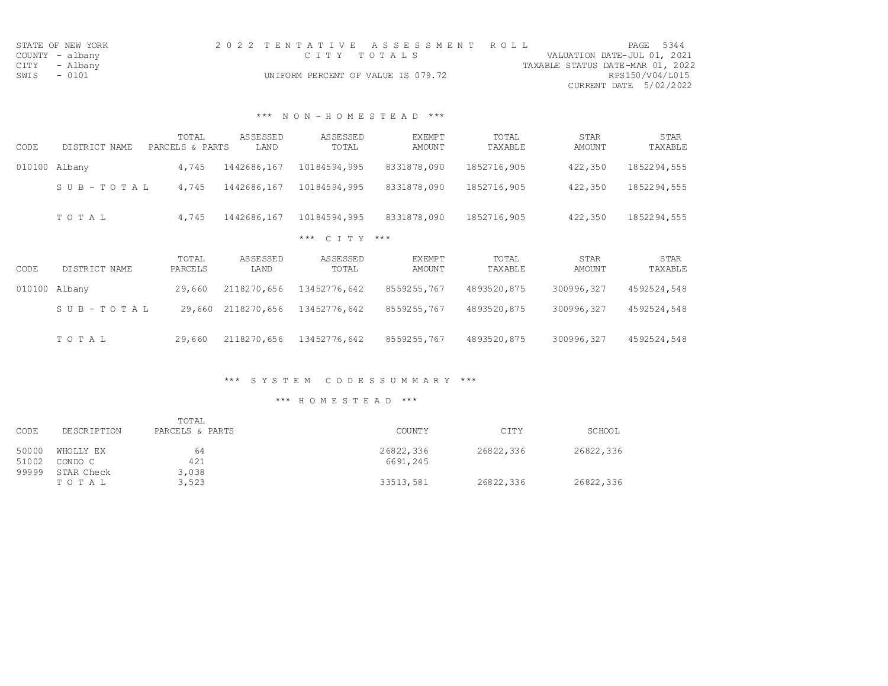STATE OF NEW YORK
COUNTY - albany
CITY - Albany
SWIS - 0101

2022 TENTATIVE ASSESSMENT ROLL
CITY TOTALS
UNIFORM PERCENT OF VALUE IS 079.72

VALUATION DATE-JUL 01, 2021
TAXABLE STATUS DATE-MAR 01, 2022
RPS150/V04/L015
CURRENT DATE 5/02/2022

### *** NON-HOMESTEAD ***

| CODE | DISTRICT NAME | TOTAL PARCELS & PARTS | ASSESSED LAND | ASSESSED TOTAL | EXEMPT AMOUNT | TOTAL TAXABLE | STAR AMOUNT | STAR TAXABLE |
|---|---|---|---|---|---|---|---|---|
| 010100 | Albany | 4,745 | 1442686,167 | 10184594,995 | 8331878,090 | 1852716,905 | 422,350 | 1852294,555 |
| | SUB-TOTAL | 4,745 | 1442686,167 | 10184594,995 | 8331878,090 | 1852716,905 | 422,350 | 1852294,555 |
| | TOTAL | 4,745 | 1442686,167 | 10184594,995 | 8331878,090 | 1852716,905 | 422,350 | 1852294,555 |

### *** CITY ***

| CODE | DISTRICT NAME | TOTAL PARCELS | ASSESSED LAND | ASSESSED TOTAL | EXEMPT AMOUNT | TOTAL TAXABLE | STAR AMOUNT | STAR TAXABLE |
|---|---|---|---|---|---|---|---|---|
| 010100 | Albany | 29,660 | 2118270,656 | 13452776,642 | 8559255,767 | 4893520,875 | 300996,327 | 4592524,548 |
| | SUB-TOTAL | 29,660 | 2118270,656 | 13452776,642 | 8559255,767 | 4893520,875 | 300996,327 | 4592524,548 |
| | TOTAL | 29,660 | 2118270,656 | 13452776,642 | 8559255,767 | 4893520,875 | 300996,327 | 4592524,548 |

### *** SYSTEM CODES SUMMARY ***

### *** HOMESTEAD ***

| CODE | DESCRIPTION | TOTAL PARCELS & PARTS | COUNTY | CITY | SCHOOL |
|---|---|---|---|---|---|
| 50000 | WHOLLY EX | 64 | 26822,336 | 26822,336 | 26822,336 |
| 51002 | CONDO C | 421 | 6691,245 | | |
| 99999 | STAR Check | 3,038 | | | |
| | TOTAL | 3,523 | 33513,581 | 26822,336 | 26822,336 |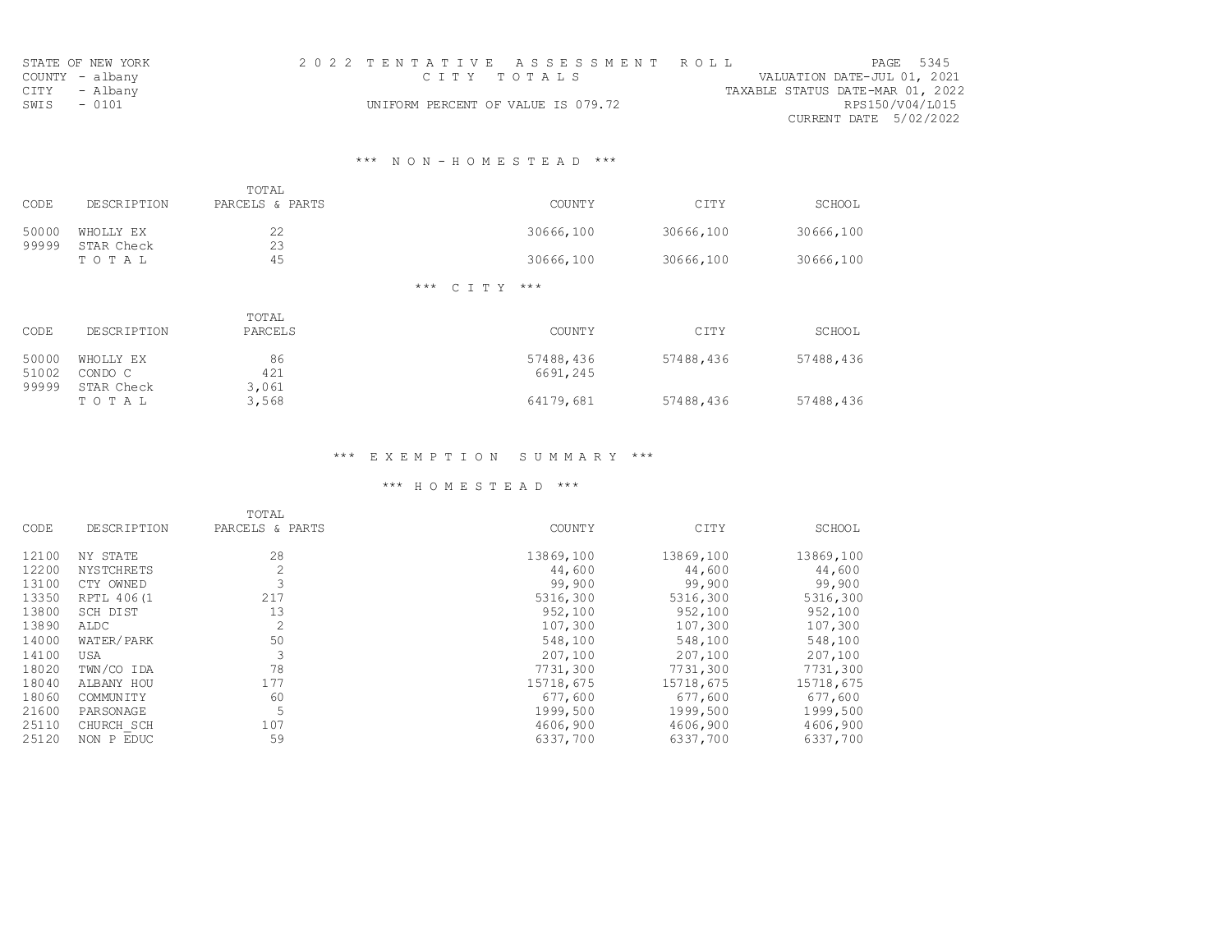STATE OF NEW YORK
COUNTY - albany
CITY - Albany
SWIS - 0101

2 0 2 2 T E N T A T I V E A S S E S S M E N T R O L L
C I T Y T O T A L S
UNIFORM PERCENT OF VALUE IS 079.72

PAGE 5345
VALUATION DATE-JUL 01, 2021
TAXABLE STATUS DATE-MAR 01, 2022
RPS150/V04/L015
CURRENT DATE 5/02/2022

### \*\*\* N O N - H O M E S T E A D \*\*\*

| CODE | DESCRIPTION | TOTAL PARCELS & PARTS | COUNTY | CITY | SCHOOL |
|---|---|---|---|---|---|
| 50000 | WHOLLY EX | 22 | 30666,100 | 30666,100 | 30666,100 |
| 99999 | STAR Check | 23 | | | |
| | T O T A L | 45 | 30666,100 | 30666,100 | 30666,100 |

### \*\*\* C I T Y \*\*\*

| CODE | DESCRIPTION | TOTAL PARCELS | COUNTY | CITY | SCHOOL |
|---|---|---|---|---|---|
| 50000 | WHOLLY EX | 86 | 57488,436 | 57488,436 | 57488,436 |
| 51002 | CONDO C | 421 | 6691,245 | | |
| 99999 | STAR Check | 3,061 | | | |
| | T O T A L | 3,568 | 64179,681 | 57488,436 | 57488,436 |

## \*\*\* E X E M P T I O N S U M M A R Y \*\*\*

### \*\*\* H O M E S T E A D \*\*\*

| CODE | DESCRIPTION | TOTAL PARCELS & PARTS | COUNTY | CITY | SCHOOL |
|---|---|---|---|---|---|
| 12100 | NY STATE | 28 | 13869,100 | 13869,100 | 13869,100 |
| 12200 | NYSTCHRETS | 2 | 44,600 | 44,600 | 44,600 |
| 13100 | CTY OWNED | 3 | 99,900 | 99,900 | 99,900 |
| 13350 | RPTL 406(1 | 217 | 5316,300 | 5316,300 | 5316,300 |
| 13800 | SCH DIST | 13 | 952,100 | 952,100 | 952,100 |
| 13890 | ALDC | 2 | 107,300 | 107,300 | 107,300 |
| 14000 | WATER/PARK | 50 | 548,100 | 548,100 | 548,100 |
| 14100 | USA | 3 | 207,100 | 207,100 | 207,100 |
| 18020 | TWN/CO IDA | 78 | 7731,300 | 7731,300 | 7731,300 |
| 18040 | ALBANY HOU | 177 | 15718,675 | 15718,675 | 15718,675 |
| 18060 | COMMUNITY | 60 | 677,600 | 677,600 | 677,600 |
| 21600 | PARSONAGE | 5 | 1999,500 | 1999,500 | 1999,500 |
| 25110 | CHURCH_SCH | 107 | 4606,900 | 4606,900 | 4606,900 |
| 25120 | NON P EDUC | 59 | 6337,700 | 6337,700 | 6337,700 |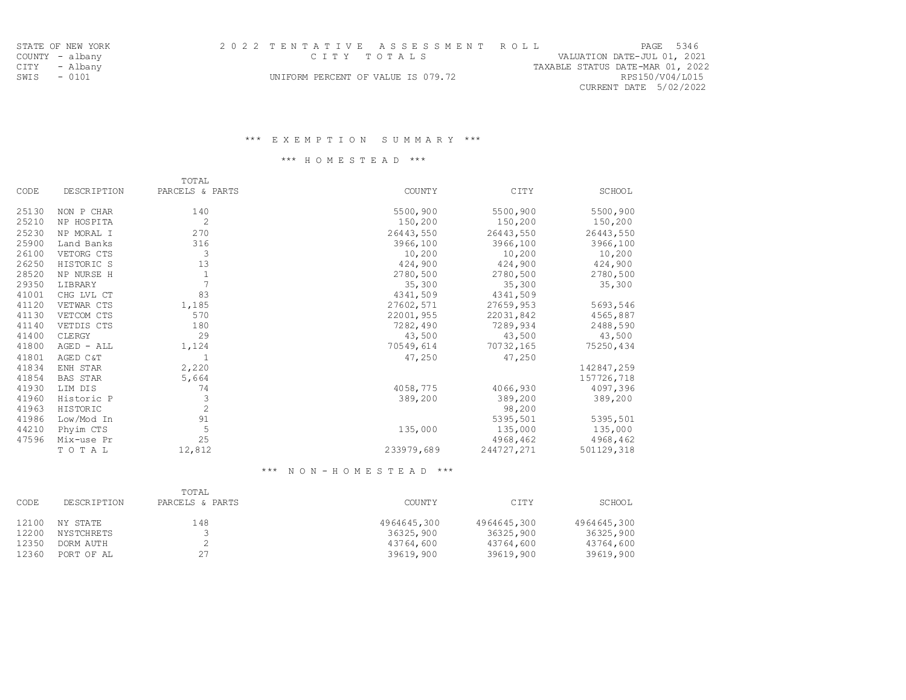STATE OF NEW YORK
COUNTY - albany
CITY - Albany
SWIS - 0101

2 0 2 2 T E N T A T I V E A S S E S S M E N T R O L L
C I T Y T O T A L S
UNIFORM PERCENT OF VALUE IS 079.72

VALUATION DATE-JUL 01, 2021
TAXABLE STATUS DATE-MAR 01, 2022
RPS150/V04/L015
CURRENT DATE 5/02/2022

### *** E X E M P T I O N S U M M A R Y ***

### *** H O M E S T E A D ***

| CODE | DESCRIPTION | TOTAL PARCELS & PARTS | COUNTY | CITY | SCHOOL |
|---|---|---|---|---|---|
| 25130 | NON P CHAR | 140 | 5500,900 | 5500,900 | 5500,900 |
| 25210 | NP HOSPITA | 2 | 150,200 | 150,200 | 150,200 |
| 25230 | NP MORAL I | 270 | 26443,550 | 26443,550 | 26443,550 |
| 25900 | Land Banks | 316 | 3966,100 | 3966,100 | 3966,100 |
| 26100 | VETORG CTS | 3 | 10,200 | 10,200 | 10,200 |
| 26250 | HISTORIC S | 13 | 424,900 | 424,900 | 424,900 |
| 28520 | NP NURSE H | 1 | 2780,500 | 2780,500 | 2780,500 |
| 29350 | LIBRARY | 7 | 35,300 | 35,300 | 35,300 |
| 41001 | CHG LVL CT | 83 | 4341,509 | 4341,509 | |
| 41120 | VETWAR CTS | 1,185 | 27602,571 | 27659,953 | 5693,546 |
| 41130 | VETCOM CTS | 570 | 22001,955 | 22031,842 | 4565,887 |
| 41140 | VETDIS CTS | 180 | 7282,490 | 7289,934 | 2488,590 |
| 41400 | CLERGY | 29 | 43,500 | 43,500 | 43,500 |
| 41800 | AGED - ALL | 1,124 | 70549,614 | 70732,165 | 75250,434 |
| 41801 | AGED C&T | 1 | 47,250 | 47,250 | |
| 41834 | ENH STAR | 2,220 | | | 142847,259 |
| 41854 | BAS STAR | 5,664 | | | 157726,718 |
| 41930 | LIM DIS | 74 | 4058,775 | 4066,930 | 4097,396 |
| 41960 | Historic P | 3 | 389,200 | 389,200 | 389,200 |
| 41963 | HISTORIC | 2 | | 98,200 | |
| 41986 | Low/Mod In | 91 | | 5395,501 | 5395,501 |
| 44210 | Phyim CTS | 5 | 135,000 | 135,000 | 135,000 |
| 47596 | Mix-use Pr | 25 | | 4968,462 | 4968,462 |
| | T O T A L | 12,812 | 233979,689 | 244727,271 | 501129,318 |

### *** N O N - H O M E S T E A D ***

| CODE | DESCRIPTION | TOTAL PARCELS & PARTS | COUNTY | CITY | SCHOOL |
|---|---|---|---|---|---|
| 12100 | NY STATE | 148 | 4964645,300 | 4964645,300 | 4964645,300 |
| 12200 | NYSTCHRETS | 3 | 36325,900 | 36325,900 | 36325,900 |
| 12350 | DORM AUTH | 2 | 43764,600 | 43764,600 | 43764,600 |
| 12360 | PORT OF AL | 27 | 39619,900 | 39619,900 | 39619,900 |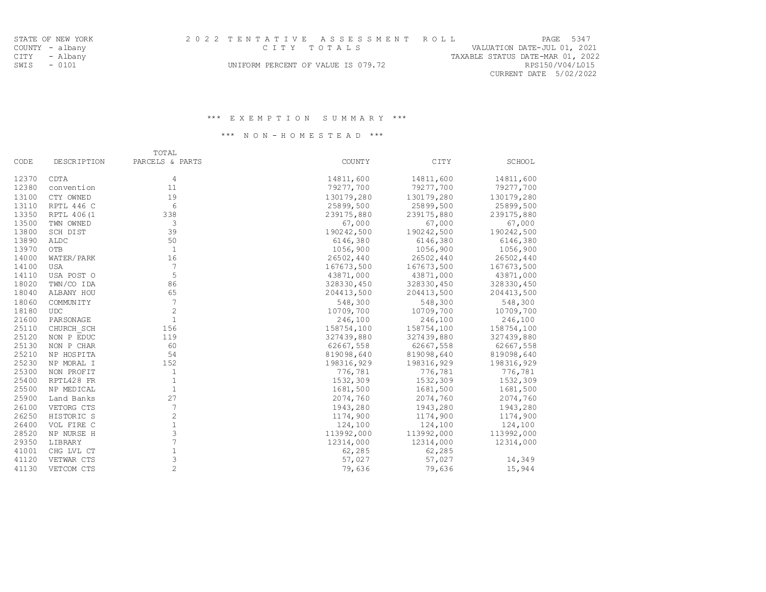STATE OF NEW YORK
COUNTY - albany
CITY - Albany
SWIS - 0101

2 0 2 2 T E N T A T I V E A S S E S S M E N T R O L L
C I T Y T O T A L S
UNIFORM PERCENT OF VALUE IS 079.72

VALUATION DATE-JUL 01, 2021
TAXABLE STATUS DATE-MAR 01, 2022
RPS150/V04/L015
CURRENT DATE 5/02/2022

### *** E X E M P T I O N S U M M A R Y ***

### *** N O N - H O M E S T E A D ***

| CODE | DESCRIPTION | TOTAL PARCELS & PARTS | COUNTY | CITY | SCHOOL |
|---|---|---|---|---|---|
| 12370 | CDTA | 4 | 14811,600 | 14811,600 | 14811,600 |
| 12380 | convention | 11 | 79277,700 | 79277,700 | 79277,700 |
| 13100 | CTY OWNED | 19 | 130179,280 | 130179,280 | 130179,280 |
| 13110 | RPTL 446 C | 6 | 25899,500 | 25899,500 | 25899,500 |
| 13350 | RPTL 406(1 | 338 | 239175,880 | 239175,880 | 239175,880 |
| 13500 | TWN OWNED | 3 | 67,000 | 67,000 | 67,000 |
| 13800 | SCH DIST | 39 | 190242,500 | 190242,500 | 190242,500 |
| 13890 | ALDC | 50 | 6146,380 | 6146,380 | 6146,380 |
| 13970 | OTB | 1 | 1056,900 | 1056,900 | 1056,900 |
| 14000 | WATER/PARK | 16 | 26502,440 | 26502,440 | 26502,440 |
| 14100 | USA | 7 | 167673,500 | 167673,500 | 167673,500 |
| 14110 | USA POST O | 5 | 43871,000 | 43871,000 | 43871,000 |
| 18020 | TWN/CO IDA | 86 | 328330,450 | 328330,450 | 328330,450 |
| 18040 | ALBANY HOU | 65 | 204413,500 | 204413,500 | 204413,500 |
| 18060 | COMMUNITY | 7 | 548,300 | 548,300 | 548,300 |
| 18180 | UDC | 2 | 10709,700 | 10709,700 | 10709,700 |
| 21600 | PARSONAGE | 1 | 246,100 | 246,100 | 246,100 |
| 25110 | CHURCH_SCH | 156 | 158754,100 | 158754,100 | 158754,100 |
| 25120 | NON P EDUC | 119 | 327439,880 | 327439,880 | 327439,880 |
| 25130 | NON P CHAR | 60 | 62667,558 | 62667,558 | 62667,558 |
| 25210 | NP HOSPITA | 54 | 819098,640 | 819098,640 | 819098,640 |
| 25230 | NP MORAL I | 152 | 198316,929 | 198316,929 | 198316,929 |
| 25300 | NON PROFIT | 1 | 776,781 | 776,781 | 776,781 |
| 25400 | RPTL428 FR | 1 | 1532,309 | 1532,309 | 1532,309 |
| 25500 | NP MEDICAL | 1 | 1681,500 | 1681,500 | 1681,500 |
| 25900 | Land Banks | 27 | 2074,760 | 2074,760 | 2074,760 |
| 26100 | VETORG CTS | 7 | 1943,280 | 1943,280 | 1943,280 |
| 26250 | HISTORIC S | 2 | 1174,900 | 1174,900 | 1174,900 |
| 26400 | VOL FIRE C | 1 | 124,100 | 124,100 | 124,100 |
| 28520 | NP NURSE H | 3 | 113992,000 | 113992,000 | 113992,000 |
| 29350 | LIBRARY | 7 | 12314,000 | 12314,000 | 12314,000 |
| 41001 | CHG LVL CT | 1 | 62,285 | 62,285 | |
| 41120 | VETWAR CTS | 3 | 57,027 | 57,027 | 14,349 |
| 41130 | VETCOM CTS | 2 | 79,636 | 79,636 | 15,944 |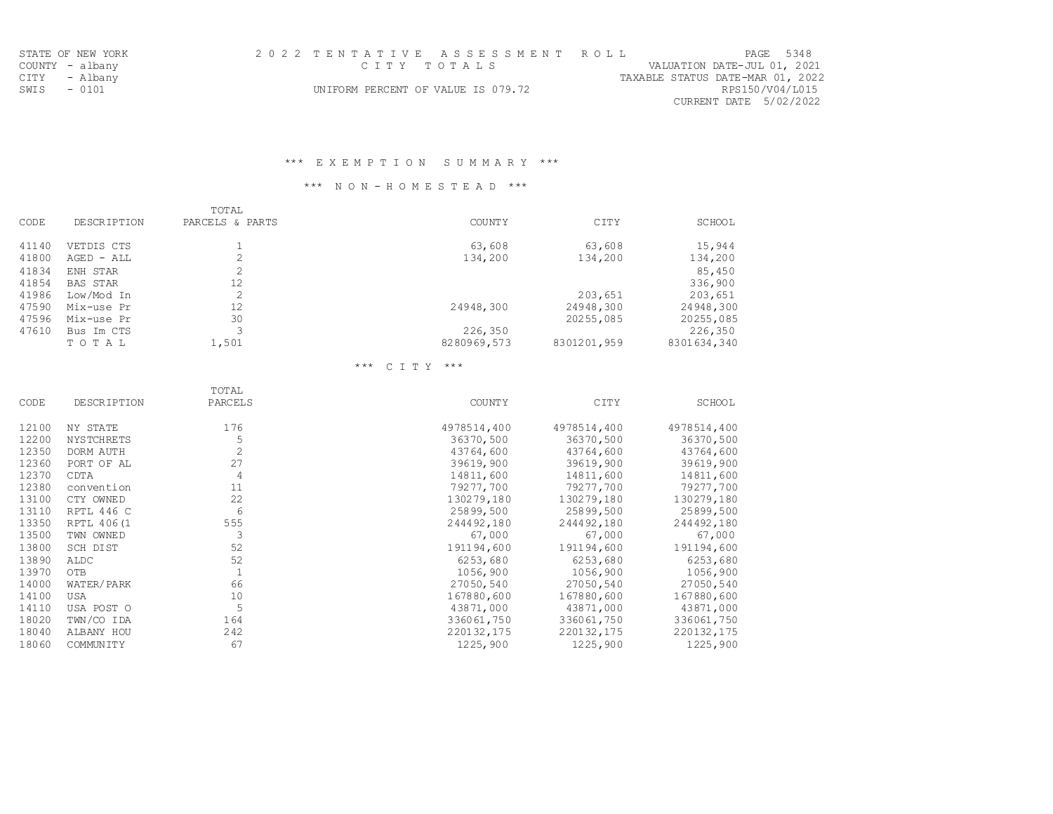STATE OF NEW YORK
COUNTY - albany
CITY - Albany
SWIS - 0101

2 0 2 2 T E N T A T I V E A S S E S S M E N T R O L L
C I T Y T O T A L S
UNIFORM PERCENT OF VALUE IS 079.72

PAGE 5348
VALUATION DATE-JUL 01, 2021
TAXABLE STATUS DATE-MAR 01, 2022
RPS150/V04/L015
CURRENT DATE 5/02/2022

### \*\*\* E X E M P T I O N S U M M A R Y \*\*\*

### \*\*\* N O N - H O M E S T E A D \*\*\*

| CODE | DESCRIPTION | TOTAL PARCELS & PARTS | COUNTY | CITY | SCHOOL |
|---|---|---|---|---|---|
| 41140 | VETDIS CTS | 1 | 63,608 | 63,608 | 15,944 |
| 41800 | AGED - ALL | 2 | 134,200 | 134,200 | 134,200 |
| 41834 | ENH STAR | 2 | | | 85,450 |
| 41854 | BAS STAR | 12 | | | 336,900 |
| 41986 | Low/Mod In | 2 | | 203,651 | 203,651 |
| 47590 | Mix-use Pr | 12 | 24948,300 | 24948,300 | 24948,300 |
| 47596 | Mix-use Pr | 30 | | 20255,085 | 20255,085 |
| 47610 | Bus Im CTS | 3 | 226,350 | | 226,350 |
| | T O T A L | 1,501 | 8280969,573 | 8301201,959 | 8301634,340 |

### \*\*\* C I T Y \*\*\*

| CODE | DESCRIPTION | TOTAL PARCELS | COUNTY | CITY | SCHOOL |
|---|---|---|---|---|---|
| 12100 | NY STATE | 176 | 4978514,400 | 4978514,400 | 4978514,400 |
| 12200 | NYSTCHRETS | 5 | 36370,500 | 36370,500 | 36370,500 |
| 12350 | DORM AUTH | 2 | 43764,600 | 43764,600 | 43764,600 |
| 12360 | PORT OF AL | 27 | 39619,900 | 39619,900 | 39619,900 |
| 12370 | CDTA | 4 | 14811,600 | 14811,600 | 14811,600 |
| 12380 | convention | 11 | 79277,700 | 79277,700 | 79277,700 |
| 13100 | CTY OWNED | 22 | 130279,180 | 130279,180 | 130279,180 |
| 13110 | RPTL 446 C | 6 | 25899,500 | 25899,500 | 25899,500 |
| 13350 | RPTL 406(1 | 555 | 244492,180 | 244492,180 | 244492,180 |
| 13500 | TWN OWNED | 3 | 67,000 | 67,000 | 67,000 |
| 13800 | SCH DIST | 52 | 191194,600 | 191194,600 | 191194,600 |
| 13890 | ALDC | 52 | 6253,680 | 6253,680 | 6253,680 |
| 13970 | OTB | 1 | 1056,900 | 1056,900 | 1056,900 |
| 14000 | WATER/PARK | 66 | 27050,540 | 27050,540 | 27050,540 |
| 14100 | USA | 10 | 167880,600 | 167880,600 | 167880,600 |
| 14110 | USA POST O | 5 | 43871,000 | 43871,000 | 43871,000 |
| 18020 | TWN/CO IDA | 164 | 336061,750 | 336061,750 | 336061,750 |
| 18040 | ALBANY HOU | 242 | 220132,175 | 220132,175 | 220132,175 |
| 18060 | COMMUNITY | 67 | 1225,900 | 1225,900 | 1225,900 |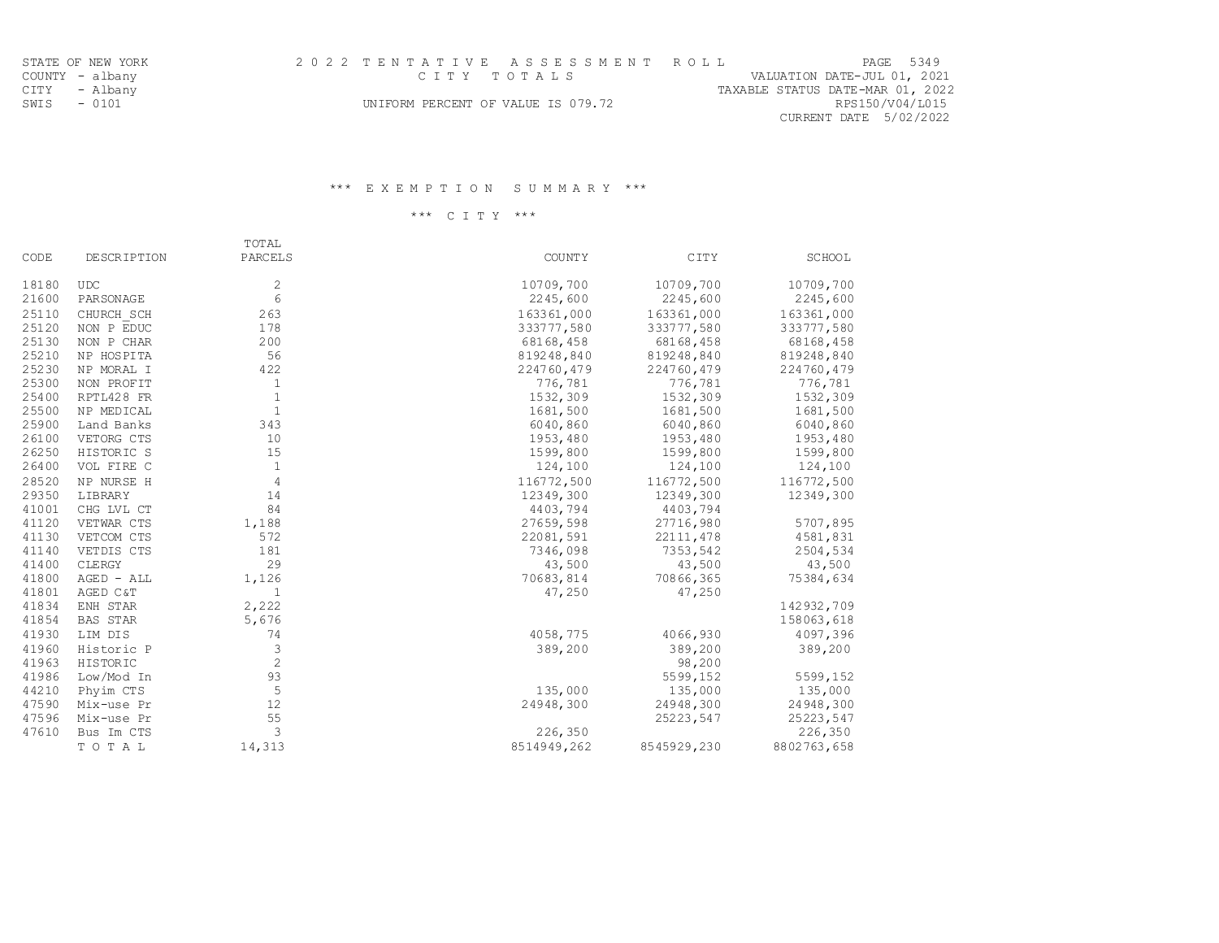STATE OF NEW YORK
COUNTY - albany
CITY - Albany
SWIS - 0101

# 2022 TENTATIVE ASSESSMENT ROLL

CITY TOTALS

UNIFORM PERCENT OF VALUE IS 079.72

VALUATION DATE-JUL 01, 2021
TAXABLE STATUS DATE-MAR 01, 2022
RPS150/V04/L015
CURRENT DATE 5/02/2022

## *** EXEMPTION SUMMARY ***

### *** CITY ***

| CODE | DESCRIPTION | TOTAL PARCELS | COUNTY | CITY | SCHOOL |
|---|---|---|---|---|---|
| 18180 | UDC | 2 | 10709,700 | 10709,700 | 10709,700 |
| 21600 | PARSONAGE | 6 | 2245,600 | 2245,600 | 2245,600 |
| 25110 | CHURCH_SCH | 263 | 163361,000 | 163361,000 | 163361,000 |
| 25120 | NON P EDUC | 178 | 333777,580 | 333777,580 | 333777,580 |
| 25130 | NON P CHAR | 200 | 68168,458 | 68168,458 | 68168,458 |
| 25210 | NP HOSPITA | 56 | 819248,840 | 819248,840 | 819248,840 |
| 25230 | NP MORAL I | 422 | 224760,479 | 224760,479 | 224760,479 |
| 25300 | NON PROFIT | 1 | 776,781 | 776,781 | 776,781 |
| 25400 | RPTL428 FR | 1 | 1532,309 | 1532,309 | 1532,309 |
| 25500 | NP MEDICAL | 1 | 1681,500 | 1681,500 | 1681,500 |
| 25900 | Land Banks | 343 | 6040,860 | 6040,860 | 6040,860 |
| 26100 | VETORG CTS | 10 | 1953,480 | 1953,480 | 1953,480 |
| 26250 | HISTORIC S | 15 | 1599,800 | 1599,800 | 1599,800 |
| 26400 | VOL FIRE C | 1 | 124,100 | 124,100 | 124,100 |
| 28520 | NP NURSE H | 4 | 116772,500 | 116772,500 | 116772,500 |
| 29350 | LIBRARY | 14 | 12349,300 | 12349,300 | 12349,300 |
| 41001 | CHG LVL CT | 84 | 4403,794 | 4403,794 | |
| 41120 | VETWAR CTS | 1,188 | 27659,598 | 27716,980 | 5707,895 |
| 41130 | VETCOM CTS | 572 | 22081,591 | 22111,478 | 4581,831 |
| 41140 | VETDIS CTS | 181 | 7346,098 | 7353,542 | 2504,534 |
| 41400 | CLERGY | 29 | 43,500 | 43,500 | 43,500 |
| 41800 | AGED - ALL | 1,126 | 70683,814 | 70866,365 | 75384,634 |
| 41801 | AGED C&T | 1 | 47,250 | 47,250 | |
| 41834 | ENH STAR | 2,222 | | | 142932,709 |
| 41854 | BAS STAR | 5,676 | | | 158063,618 |
| 41930 | LIM DIS | 74 | 4058,775 | 4066,930 | 4097,396 |
| 41960 | Historic P | 3 | 389,200 | 389,200 | 389,200 |
| 41963 | HISTORIC | 2 | | 98,200 | |
| 41986 | Low/Mod In | 93 | | 5599,152 | 5599,152 |
| 44210 | Phyim CTS | 5 | 135,000 | 135,000 | 135,000 |
| 47590 | Mix-use Pr | 12 | 24948,300 | 24948,300 | 24948,300 |
| 47596 | Mix-use Pr | 55 | | 25223,547 | 25223,547 |
| 47610 | Bus Im CTS | 3 | 226,350 | | 226,350 |
| | TOTAL | 14,313 | 8514949,262 | 8545929,230 | 8802763,658 |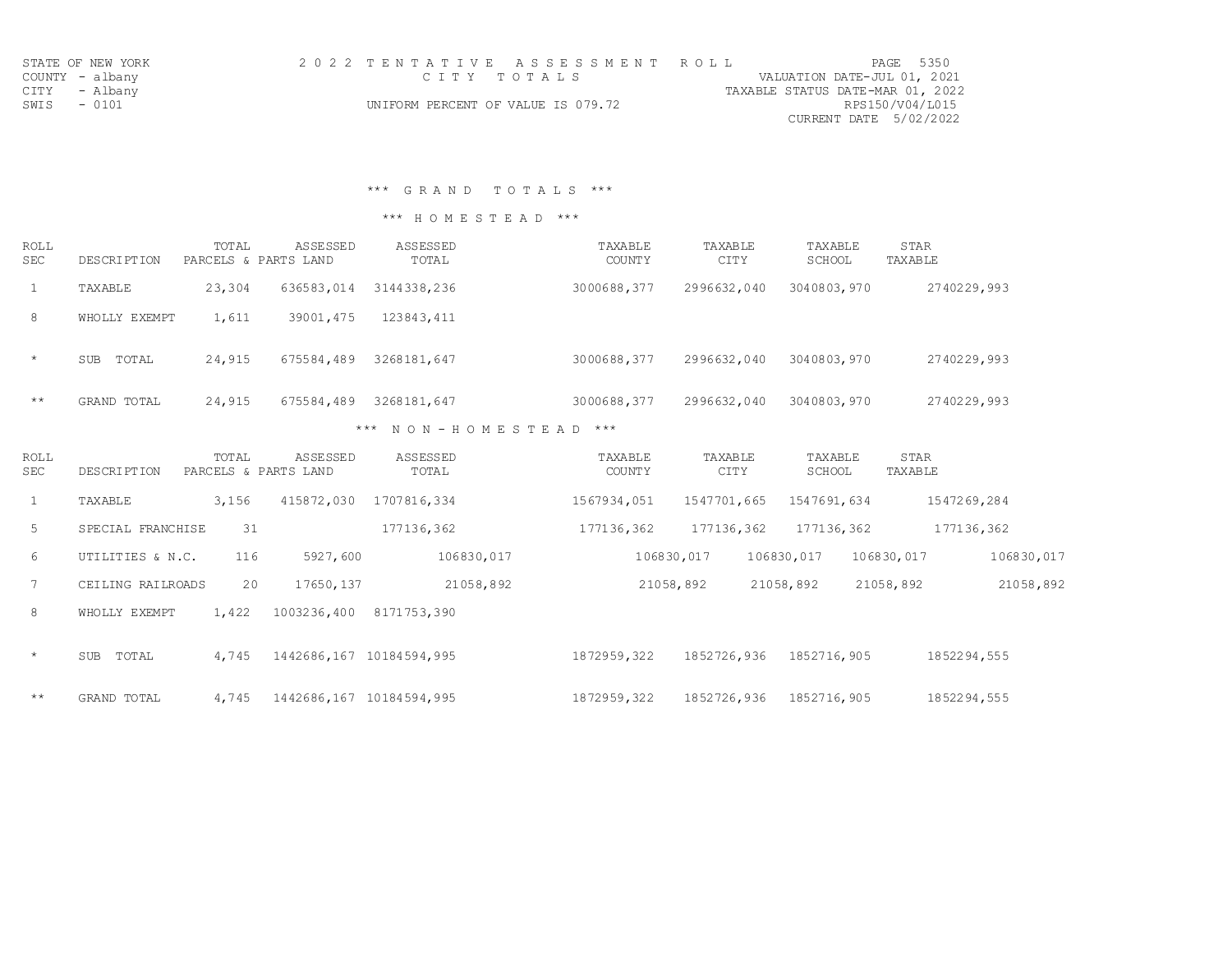STATE OF NEW YORK
COUNTY - albany
CITY - Albany
SWIS - 0101

2 0 2 2 T E N T A T I V E A S S E S S M E N T R O L L
C I T Y T O T A L S
UNIFORM PERCENT OF VALUE IS 079.72

VALUATION DATE-JUL 01, 2021
TAXABLE STATUS DATE-MAR 01, 2022
RPS150/V04/L015
CURRENT DATE 5/02/2022

## *** G R A N D T O T A L S ***

### *** H O M E S T E A D ***

| ROLL SEC | DESCRIPTION | TOTAL PARCELS & PARTS | ASSESSED LAND | ASSESSED TOTAL | TAXABLE COUNTY | TAXABLE CITY | TAXABLE SCHOOL | STAR TAXABLE |
|---|---|---|---|---|---|---|---|---|
| 1 | TAXABLE | 23,304 | 636583,014 | 3144338,236 | 3000688,377 | 2996632,040 | 3040803,970 | 2740229,993 |
| 8 | WHOLLY EXEMPT | 1,611 | 39001,475 | 123843,411 | | | | |
| * | SUB TOTAL | 24,915 | 675584,489 | 3268181,647 | 3000688,377 | 2996632,040 | 3040803,970 | 2740229,993 |
| ** | GRAND TOTAL | 24,915 | 675584,489 | 3268181,647 | 3000688,377 | 2996632,040 | 3040803,970 | 2740229,993 |

### *** N O N - H O M E S T E A D ***

| ROLL SEC | DESCRIPTION | TOTAL PARCELS & PARTS | ASSESSED LAND | ASSESSED TOTAL | TAXABLE COUNTY | TAXABLE CITY | TAXABLE SCHOOL | STAR TAXABLE |
|---|---|---|---|---|---|---|---|---|
| 1 | TAXABLE | 3,156 | 415872,030 | 1707816,334 | 1567934,051 | 1547701,665 | 1547691,634 | 1547269,284 |
| 5 | SPECIAL FRANCHISE | 31 | | 177136,362 | 177136,362 | 177136,362 | 177136,362 | 177136,362 |
| 6 | UTILITIES & N.C. | 116 | 5927,600 | 106830,017 | 106830,017 | 106830,017 | 106830,017 | 106830,017 |
| 7 | CEILING RAILROADS | 20 | 17650,137 | 21058,892 | 21058,892 | 21058,892 | 21058,892 | 21058,892 |
| 8 | WHOLLY EXEMPT | 1,422 | 1003236,400 | 8171753,390 | | | | |
| * | SUB TOTAL | 4,745 | 1442686,167 | 10184594,995 | 1872959,322 | 1852726,936 | 1852716,905 | 1852294,555 |
| ** | GRAND TOTAL | 4,745 | 1442686,167 | 10184594,995 | 1872959,322 | 1852726,936 | 1852716,905 | 1852294,555 |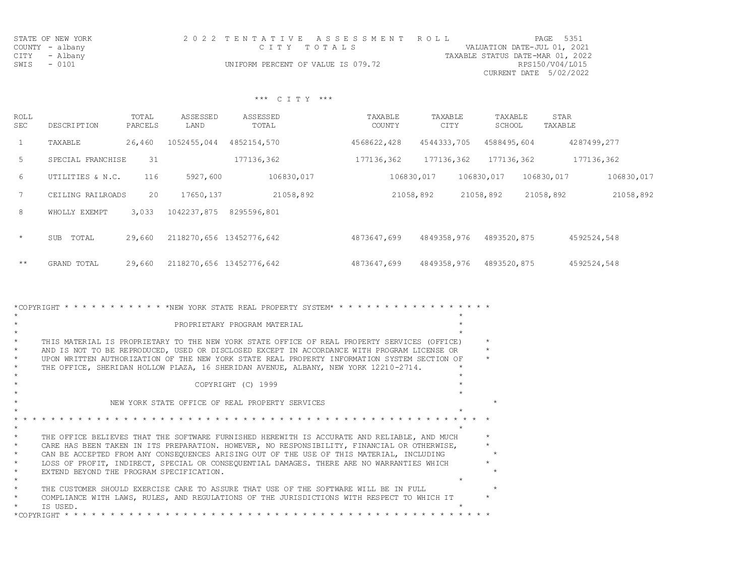STATE OF NEW YORK
COUNTY - albany
CITY - Albany
SWIS - 0101

2 0 2 2 T E N T A T I V E A S S E S S M E N T R O L L
C I T Y T O T A L S
UNIFORM PERCENT OF VALUE IS 079.72

PAGE 5351
VALUATION DATE-JUL 01, 2021
TAXABLE STATUS DATE-MAR 01, 2022
RPS150/V04/L015
CURRENT DATE 5/02/2022

*** C I T Y ***

| ROLL SEC | DESCRIPTION | TOTAL PARCELS | ASSESSED LAND | ASSESSED TOTAL | TAXABLE COUNTY | TAXABLE CITY | TAXABLE SCHOOL | STAR TAXABLE |
|---|---|---|---|---|---|---|---|---|
| 1 | TAXABLE | 26,460 | 1052455,044 | 4852154,570 | 4568622,428 | 4544333,705 | 4588495,604 | 4287499,277 |
| 5 | SPECIAL FRANCHISE | 31 | | 177136,362 | 177136,362 | 177136,362 | 177136,362 | 177136,362 |
| 6 | UTILITIES & N.C. | 116 | 5927,600 | 106830,017 | 106830,017 | 106830,017 | 106830,017 | 106830,017 |
| 7 | CEILING RAILROADS | 20 | 17650,137 | 21058,892 | 21058,892 | 21058,892 | 21058,892 | 21058,892 |
| 8 | WHOLLY EXEMPT | 3,033 | 1042237,875 | 8295596,801 | | | | |
| * | SUB TOTAL | 29,660 | 2118270,656 | 13452776,642 | 4873647,699 | 4849358,976 | 4893520,875 | 4592524,548 |
| ** | GRAND TOTAL | 29,660 | 2118270,656 | 13452776,642 | 4873647,699 | 4849358,976 | 4893520,875 | 4592524,548 |

*COPYRIGHT * * * * * * * * * * * *NEW YORK STATE REAL PROPERTY SYSTEM* * * * * * * * * * * * * * * * * *

PROPRIETARY PROGRAM MATERIAL

THIS MATERIAL IS PROPRIETARY TO THE NEW YORK STATE OFFICE OF REAL PROPERTY SERVICES (OFFICE) AND IS NOT TO BE REPRODUCED, USED OR DISCLOSED EXCEPT IN ACCORDANCE WITH PROGRAM LICENSE OR UPON WRITTEN AUTHORIZATION OF THE NEW YORK STATE REAL PROPERTY INFORMATION SYSTEM SECTION OF THE OFFICE, SHERIDAN HOLLOW PLAZA, 16 SHERIDAN AVENUE, ALBANY, NEW YORK 12210-2714.

COPYRIGHT (C) 1999

NEW YORK STATE OFFICE OF REAL PROPERTY SERVICES

THE OFFICE BELIEVES THAT THE SOFTWARE FURNISHED HEREWITH IS ACCURATE AND RELIABLE, AND MUCH CARE HAS BEEN TAKEN IN ITS PREPARATION. HOWEVER, NO RESPONSIBILITY, FINANCIAL OR OTHERWISE, CAN BE ACCEPTED FROM ANY CONSEQUENCES ARISING OUT OF THE USE OF THIS MATERIAL, INCLUDING LOSS OF PROFIT, INDIRECT, SPECIAL OR CONSEQUENTIAL DAMAGES. THERE ARE NO WARRANTIES WHICH EXTEND BEYOND THE PROGRAM SPECIFICATION.

THE CUSTOMER SHOULD EXERCISE CARE TO ASSURE THAT USE OF THE SOFTWARE WILL BE IN FULL COMPLIANCE WITH LAWS, RULES, AND REGULATIONS OF THE JURISDICTIONS WITH RESPECT TO WHICH IT IS USED.

*COPYRIGHT * * * * * * * * * * * * * * * * * * * * * * * * * * * * * * * * * * * * * * * * * * * * * * * *